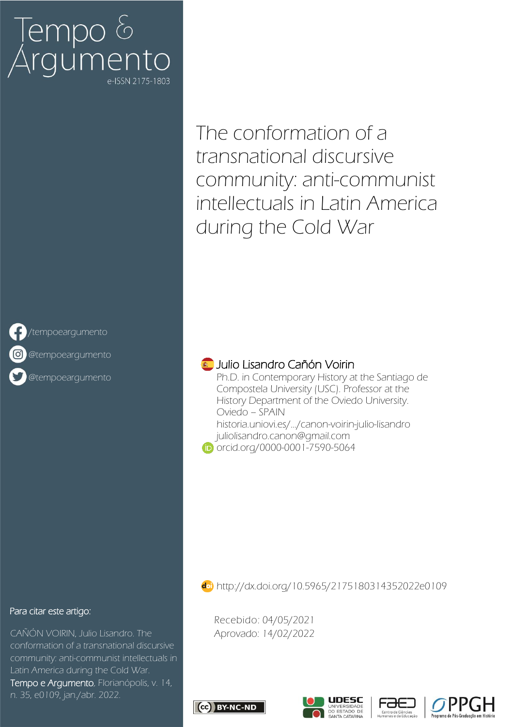Tempo & Argumento

e-ISSN 2175-1803

# The conformation of a transnational discursive community: anti-communist intellectuals in Latin America during the Cold War

/tempoeargumento

@tempoeargumento

@tempoeargumento

**Julio Lisandro Cañón Voirin**

Ph.D. in Contemporary History at the Santiago de Compostela University (USC). Professor at the History Department of the Oviedo University.

Oviedo – SPAIN

historia.uniovi.es/.../canon-voirin-julio-lisandro

juliolisandro.canon@gmail.com

orcid.org/0000-0001-7590-5064

http://dx.doi.org/10.5965/2175180314352022e0109

Recebido: 04/05/2021

Aprovado: 14/02/2022

**Para citar este artigo:**

CAÑÓN VOIRIN, Julio Lisandro. The conformation of a transnational discursive community: anti-communist intellectuals in Latin America during the Cold War. **Tempo e Argumento**, Florianópolis, v. 14, n. 35, e0109, jan./abr. 2022.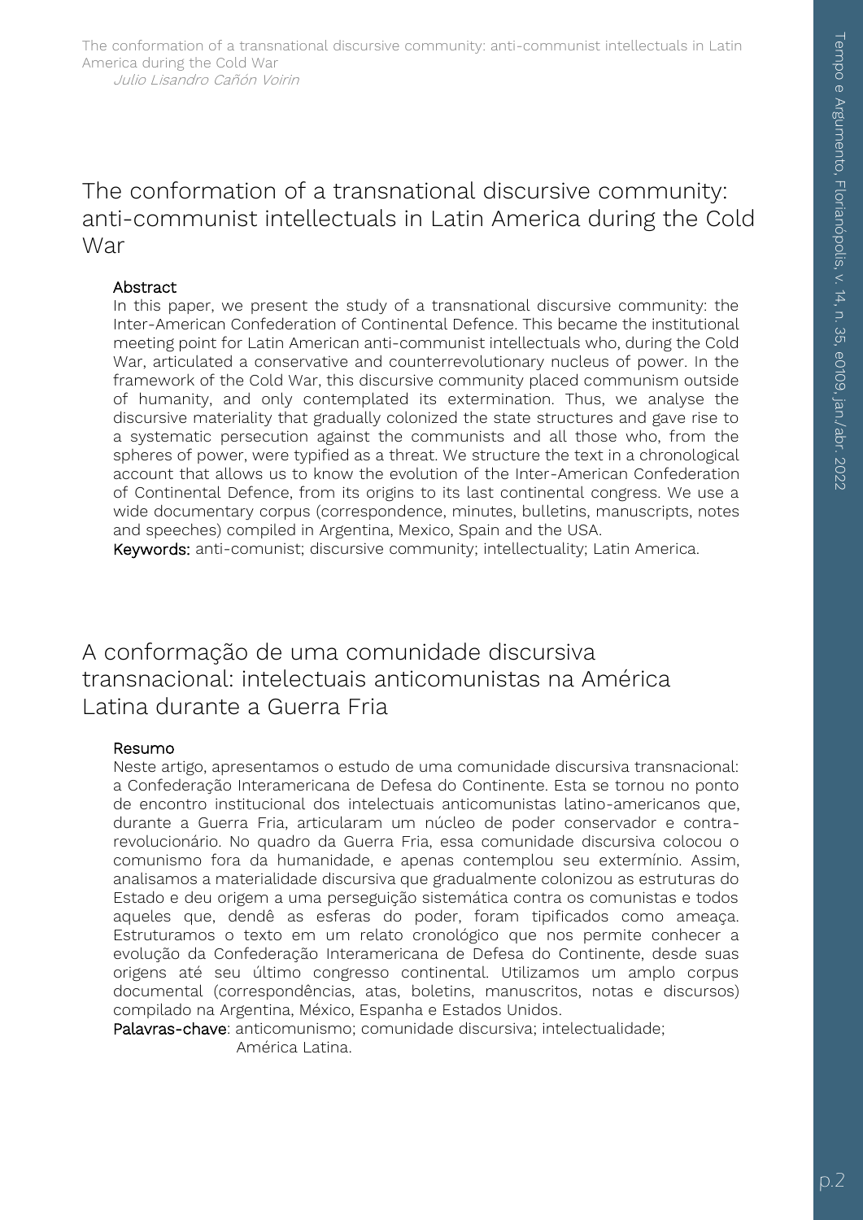# The conformation of a transnational discursive community: anti-communist intellectuals in Latin America during the Cold War

## Abstract

In this paper, we present the study of a transnational discursive community: the Inter-American Confederation of Continental Defence. This became the institutional meeting point for Latin American anti-communist intellectuals who, during the Cold War, articulated a conservative and counterrevolutionary nucleus of power. In the framework of the Cold War, this discursive community placed communism outside of humanity, and only contemplated its extermination. Thus, we analyse the discursive materiality that gradually colonized the state structures and gave rise to a systematic persecution against the communists and all those who, from the spheres of power, were typified as a threat. We structure the text in a chronological account that allows us to know the evolution of the Inter-American Confederation of Continental Defence, from its origins to its last continental congress. We use a wide documentary corpus (correspondence, minutes, bulletins, manuscripts, notes and speeches) compiled in Argentina, Mexico, Spain and the USA.

**Keywords:** anti-comunist; discursive community; intellectuality; Latin America.

# A conformação de uma comunidade discursiva transnacional: intelectuais anticomunistas na América Latina durante a Guerra Fria

## Resumo

Neste artigo, apresentamos o estudo de uma comunidade discursiva transnacional: a Confederação Interamericana de Defesa do Continente. Esta se tornou no ponto de encontro institucional dos intelectuais anticomunistas latino-americanos que, durante a Guerra Fria, articularam um núcleo de poder conservador e contra-revolucionário. No quadro da Guerra Fria, essa comunidade discursiva colocou o comunismo fora da humanidade, e apenas contemplou seu extermínio. Assim, analisamos a materialidade discursiva que gradualmente colonizou as estruturas do Estado e deu origem a uma perseguição sistemática contra os comunistas e todos aqueles que, dendê as esferas do poder, foram tipificados como ameaça. Estruturamos o texto em um relato cronológico que nos permite conhecer a evolução da Confederação Interamericana de Defesa do Continente, desde suas origens até seu último congresso continental. Utilizamos um amplo corpus documental (correspondências, atas, boletins, manuscritos, notas e discursos) compilado na Argentina, México, Espanha e Estados Unidos.

**Palavras-chave**: anticomunismo; comunidade discursiva; intelectualidade; América Latina.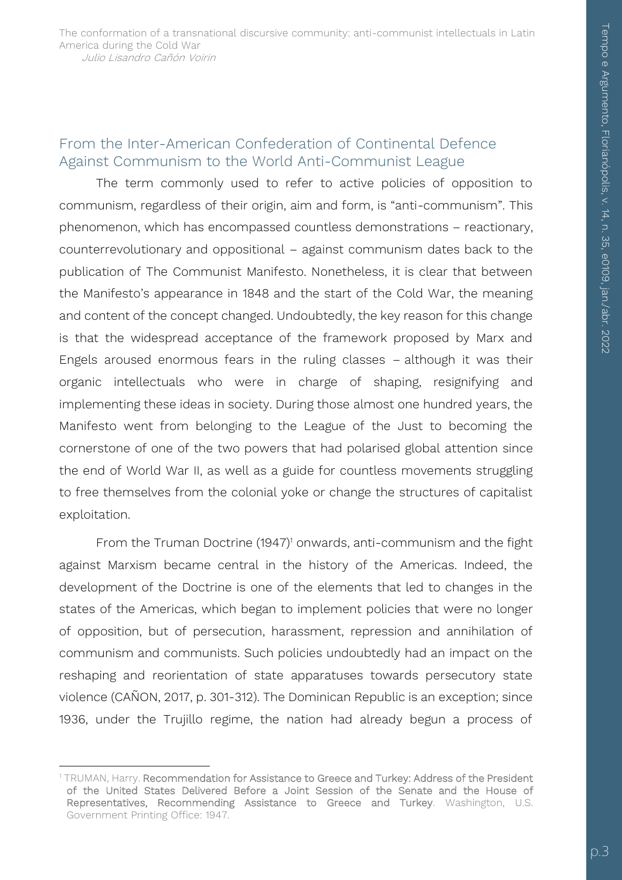## From the Inter-American Confederation of Continental Defence Against Communism to the World Anti-Communist League

The term commonly used to refer to active policies of opposition to communism, regardless of their origin, aim and form, is "anti-communism". This phenomenon, which has encompassed countless demonstrations – reactionary, counterrevolutionary and oppositional – against communism dates back to the publication of The Communist Manifesto. Nonetheless, it is clear that between the Manifesto's appearance in 1848 and the start of the Cold War, the meaning and content of the concept changed. Undoubtedly, the key reason for this change is that the widespread acceptance of the framework proposed by Marx and Engels aroused enormous fears in the ruling classes – although it was their organic intellectuals who were in charge of shaping, resignifying and implementing these ideas in society. During those almost one hundred years, the Manifesto went from belonging to the League of the Just to becoming the cornerstone of one of the two powers that had polarised global attention since the end of World War II, as well as a guide for countless movements struggling to free themselves from the colonial yoke or change the structures of capitalist exploitation.

From the Truman Doctrine (1947)[1] onwards, anti-communism and the fight against Marxism became central in the history of the Americas. Indeed, the development of the Doctrine is one of the elements that led to changes in the states of the Americas, which began to implement policies that were no longer of opposition, but of persecution, harassment, repression and annihilation of communism and communists. Such policies undoubtedly had an impact on the reshaping and reorientation of state apparatuses towards persecutory state violence (CAÑON, 2017, p. 301-312). The Dominican Republic is an exception; since 1936, under the Trujillo regime, the nation had already begun a process of

---

[1] TRUMAN, Harry. **Recommendation for Assistance to Greece and Turkey: Address of the President of the United States Delivered Before a Joint Session of the Senate and the House of Representatives, Recommending Assistance to Greece and Turkey**. Washington, U.S. Government Printing Office: 1947.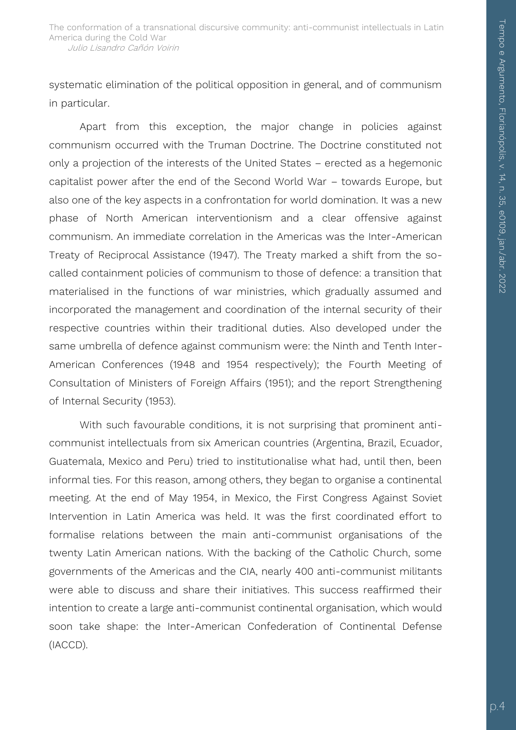systematic elimination of the political opposition in general, and of communism in particular.

Apart from this exception, the major change in policies against communism occurred with the Truman Doctrine. The Doctrine constituted not only a projection of the interests of the United States – erected as a hegemonic capitalist power after the end of the Second World War – towards Europe, but also one of the key aspects in a confrontation for world domination. It was a new phase of North American interventionism and a clear offensive against communism. An immediate correlation in the Americas was the Inter-American Treaty of Reciprocal Assistance (1947). The Treaty marked a shift from the so-called containment policies of communism to those of defence: a transition that materialised in the functions of war ministries, which gradually assumed and incorporated the management and coordination of the internal security of their respective countries within their traditional duties. Also developed under the same umbrella of defence against communism were: the Ninth and Tenth Inter-American Conferences (1948 and 1954 respectively); the Fourth Meeting of Consultation of Ministers of Foreign Affairs (1951); and the report Strengthening of Internal Security (1953).

With such favourable conditions, it is not surprising that prominent anti-communist intellectuals from six American countries (Argentina, Brazil, Ecuador, Guatemala, Mexico and Peru) tried to institutionalise what had, until then, been informal ties. For this reason, among others, they began to organise a continental meeting. At the end of May 1954, in Mexico, the First Congress Against Soviet Intervention in Latin America was held. It was the first coordinated effort to formalise relations between the main anti-communist organisations of the twenty Latin American nations. With the backing of the Catholic Church, some governments of the Americas and the CIA, nearly 400 anti-communist militants were able to discuss and share their initiatives. This success reaffirmed their intention to create a large anti-communist continental organisation, which would soon take shape: the Inter-American Confederation of Continental Defense (IACCD).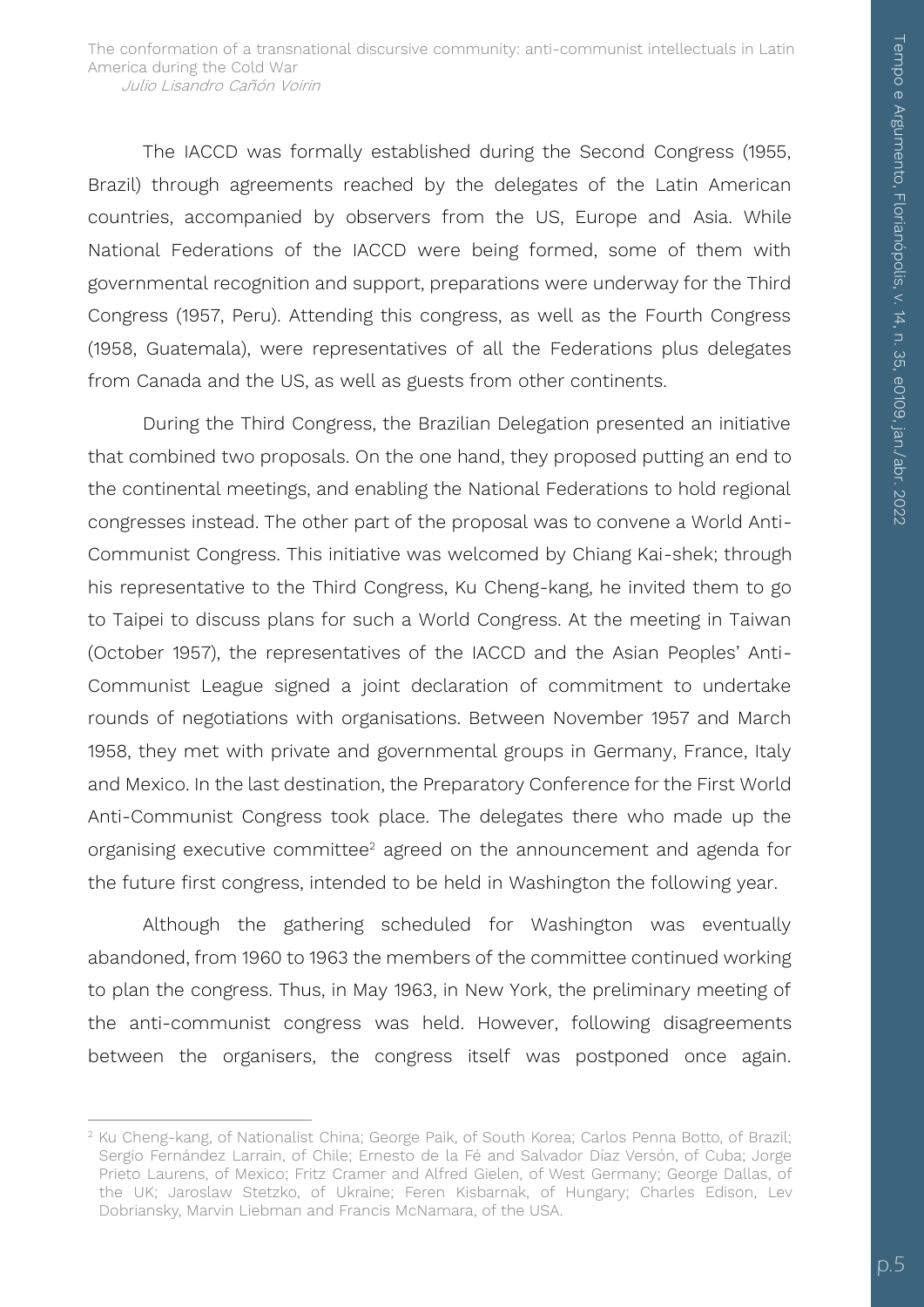The IACCD was formally established during the Second Congress (1955, Brazil) through agreements reached by the delegates of the Latin American countries, accompanied by observers from the US, Europe and Asia. While National Federations of the IACCD were being formed, some of them with governmental recognition and support, preparations were underway for the Third Congress (1957, Peru). Attending this congress, as well as the Fourth Congress (1958, Guatemala), were representatives of all the Federations plus delegates from Canada and the US, as well as guests from other continents.

During the Third Congress, the Brazilian Delegation presented an initiative that combined two proposals. On the one hand, they proposed putting an end to the continental meetings, and enabling the National Federations to hold regional congresses instead. The other part of the proposal was to convene a World Anti-Communist Congress. This initiative was welcomed by Chiang Kai-shek; through his representative to the Third Congress, Ku Cheng-kang, he invited them to go to Taipei to discuss plans for such a World Congress. At the meeting in Taiwan (October 1957), the representatives of the IACCD and the Asian Peoples' Anti-Communist League signed a joint declaration of commitment to undertake rounds of negotiations with organisations. Between November 1957 and March 1958, they met with private and governmental groups in Germany, France, Italy and Mexico. In the last destination, the Preparatory Conference for the First World Anti-Communist Congress took place. The delegates there who made up the organising executive committee[2] agreed on the announcement and agenda for the future first congress, intended to be held in Washington the following year.

Although the gathering scheduled for Washington was eventually abandoned, from 1960 to 1963 the members of the committee continued working to plan the congress. Thus, in May 1963, in New York, the preliminary meeting of the anti-communist congress was held. However, following disagreements between the organisers, the congress itself was postponed once again.

---

[2] Ku Cheng-kang, of Nationalist China; George Paik, of South Korea; Carlos Penna Botto, of Brazil; Sergio Fernández Larrain, of Chile; Ernesto de la Fé and Salvador Díaz Versón, of Cuba; Jorge Prieto Laurens, of Mexico; Fritz Cramer and Alfred Gielen, of West Germany; George Dallas, of the UK; Jaroslaw Stetzko, of Ukraine; Feren Kisbarnak, of Hungary; Charles Edison, Lev Dobriansky, Marvin Liebman and Francis McNamara, of the USA.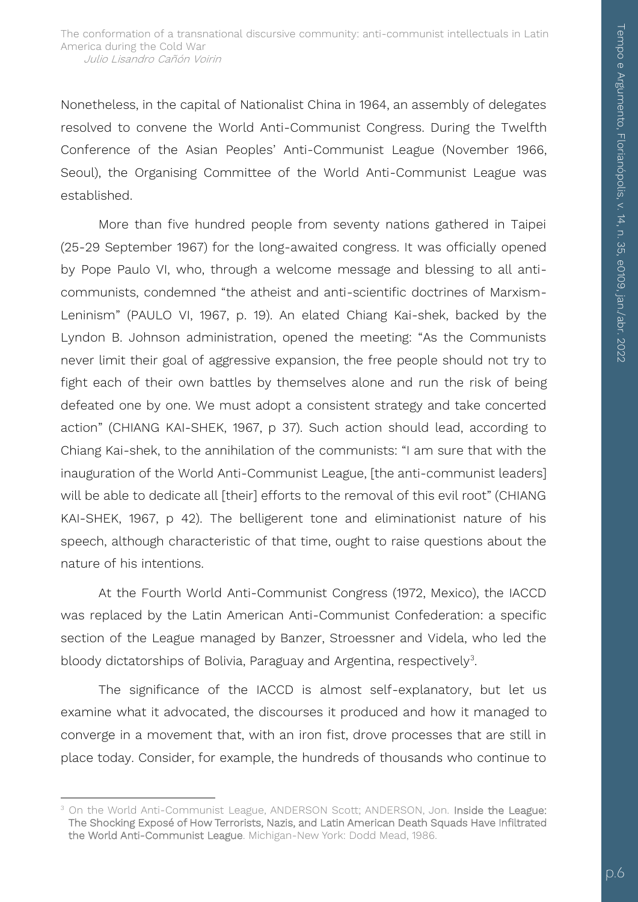Nonetheless, in the capital of Nationalist China in 1964, an assembly of delegates resolved to convene the World Anti-Communist Congress. During the Twelfth Conference of the Asian Peoples' Anti-Communist League (November 1966, Seoul), the Organising Committee of the World Anti-Communist League was established.

More than five hundred people from seventy nations gathered in Taipei (25-29 September 1967) for the long-awaited congress. It was officially opened by Pope Paulo VI, who, through a welcome message and blessing to all anti-communists, condemned "the atheist and anti-scientific doctrines of Marxism-Leninism" (PAULO VI, 1967, p. 19). An elated Chiang Kai-shek, backed by the Lyndon B. Johnson administration, opened the meeting: "As the Communists never limit their goal of aggressive expansion, the free people should not try to fight each of their own battles by themselves alone and run the risk of being defeated one by one. We must adopt a consistent strategy and take concerted action" (CHIANG KAI-SHEK, 1967, p 37). Such action should lead, according to Chiang Kai-shek, to the annihilation of the communists: "I am sure that with the inauguration of the World Anti-Communist League, [the anti-communist leaders] will be able to dedicate all [their] efforts to the removal of this evil root" (CHIANG KAI-SHEK, 1967, p 42). The belligerent tone and eliminationist nature of his speech, although characteristic of that time, ought to raise questions about the nature of his intentions.

At the Fourth World Anti-Communist Congress (1972, Mexico), the IACCD was replaced by the Latin American Anti-Communist Confederation: a specific section of the League managed by Banzer, Stroessner and Videla, who led the bloody dictatorships of Bolivia, Paraguay and Argentina, respectively[3].

The significance of the IACCD is almost self-explanatory, but let us examine what it advocated, the discourses it produced and how it managed to converge in a movement that, with an iron fist, drove processes that are still in place today. Consider, for example, the hundreds of thousands who continue to

---

[3] On the World Anti-Communist League, ANDERSON Scott; ANDERSON, Jon. **Inside the League: The Shocking Exposé of How Terrorists, Nazis, and Latin American Death Squads Have Infiltrated the World Anti-Communist League**. Michigan-New York: Dodd Mead, 1986.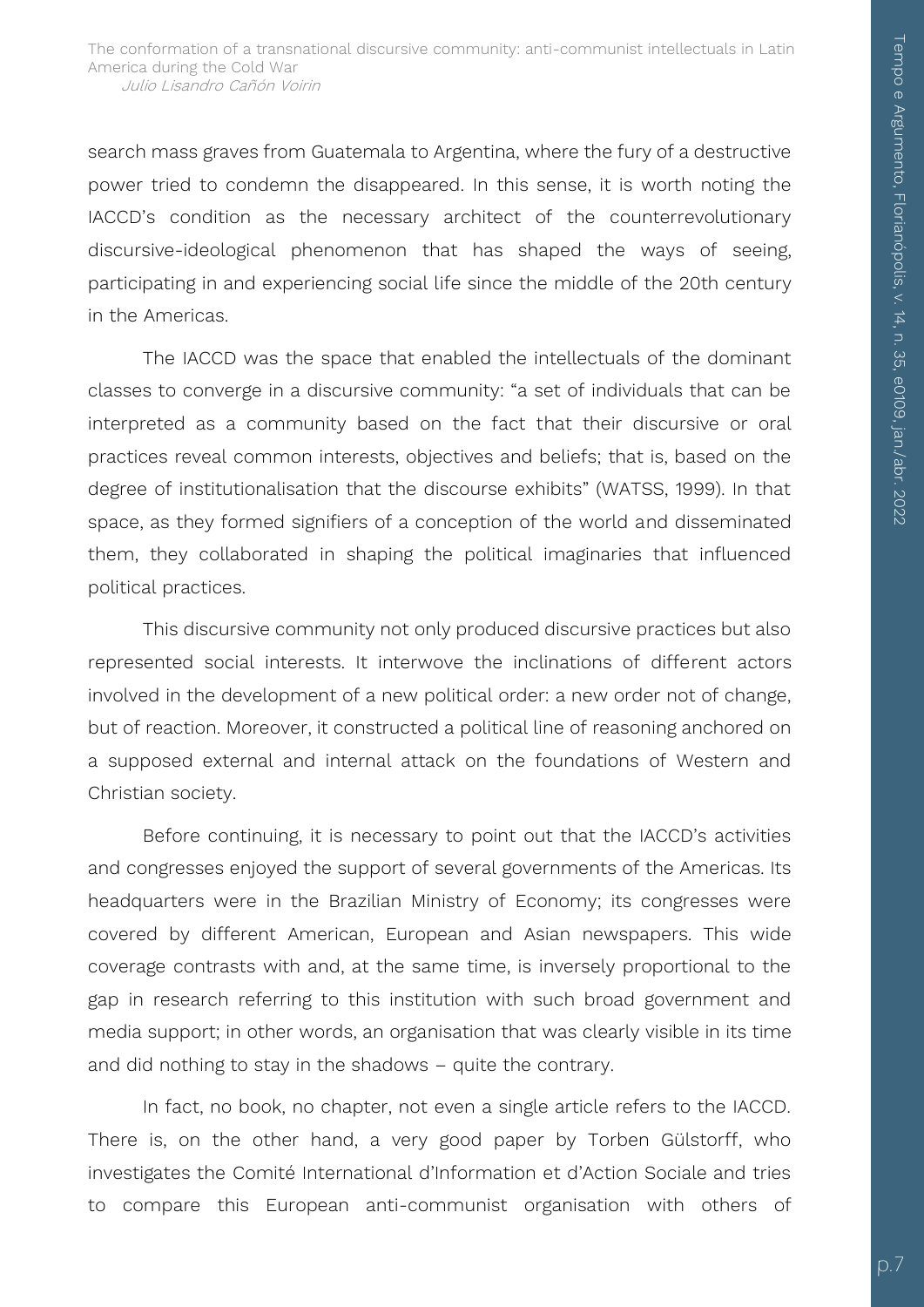search mass graves from Guatemala to Argentina, where the fury of a destructive power tried to condemn the disappeared. In this sense, it is worth noting the IACCD's condition as the necessary architect of the counterrevolutionary discursive-ideological phenomenon that has shaped the ways of seeing, participating in and experiencing social life since the middle of the 20th century in the Americas.

The IACCD was the space that enabled the intellectuals of the dominant classes to converge in a discursive community: "a set of individuals that can be interpreted as a community based on the fact that their discursive or oral practices reveal common interests, objectives and beliefs; that is, based on the degree of institutionalisation that the discourse exhibits" (WATSS, 1999). In that space, as they formed signifiers of a conception of the world and disseminated them, they collaborated in shaping the political imaginaries that influenced political practices.

This discursive community not only produced discursive practices but also represented social interests. It interwove the inclinations of different actors involved in the development of a new political order: a new order not of change, but of reaction. Moreover, it constructed a political line of reasoning anchored on a supposed external and internal attack on the foundations of Western and Christian society.

Before continuing, it is necessary to point out that the IACCD's activities and congresses enjoyed the support of several governments of the Americas. Its headquarters were in the Brazilian Ministry of Economy; its congresses were covered by different American, European and Asian newspapers. This wide coverage contrasts with and, at the same time, is inversely proportional to the gap in research referring to this institution with such broad government and media support; in other words, an organisation that was clearly visible in its time and did nothing to stay in the shadows – quite the contrary.

In fact, no book, no chapter, not even a single article refers to the IACCD. There is, on the other hand, a very good paper by Torben Gülstorff, who investigates the Comité International d'Information et d'Action Sociale and tries to compare this European anti-communist organisation with others of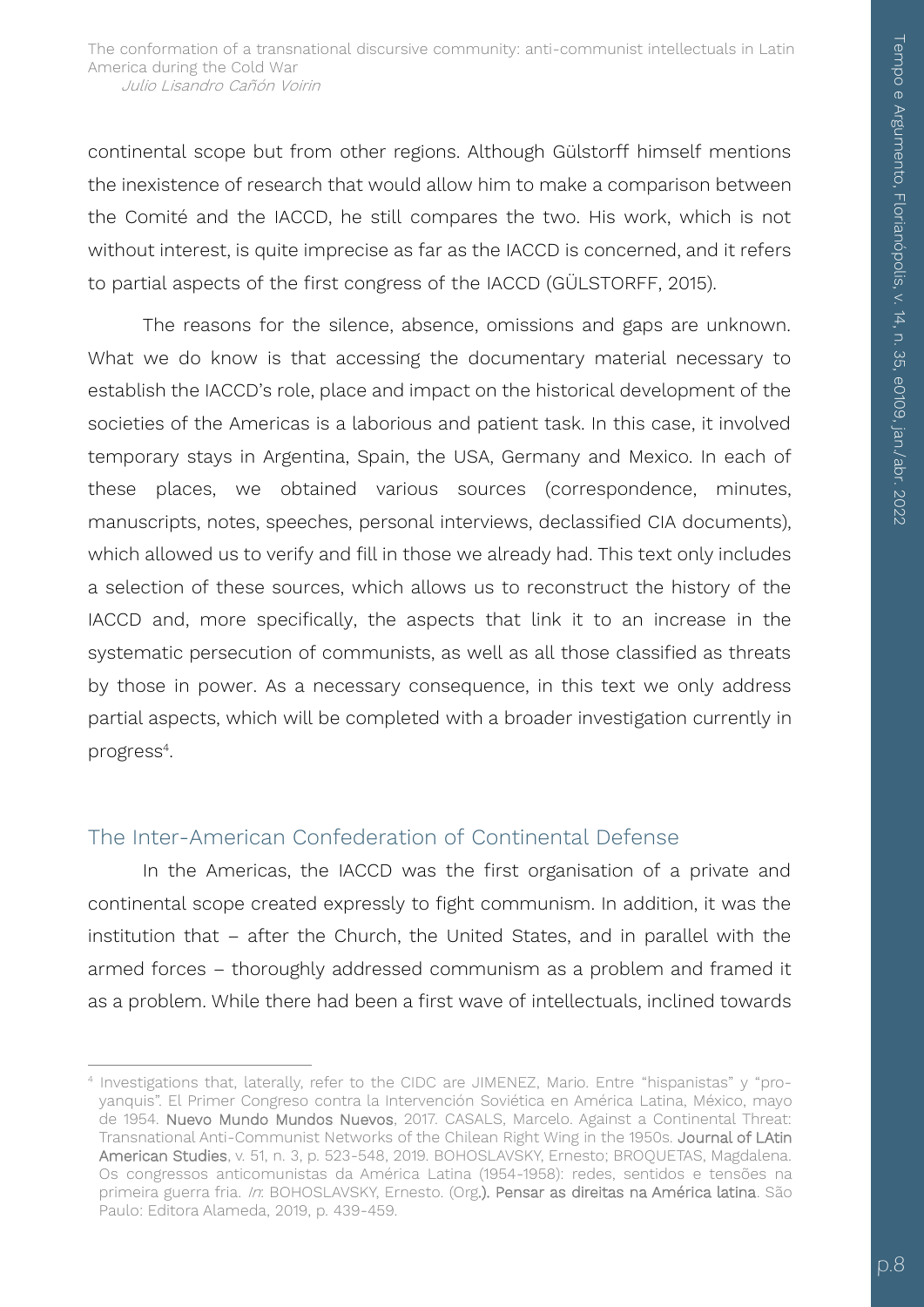continental scope but from other regions. Although Gülstorff himself mentions the inexistence of research that would allow him to make a comparison between the Comité and the IACCD, he still compares the two. His work, which is not without interest, is quite imprecise as far as the IACCD is concerned, and it refers to partial aspects of the first congress of the IACCD (GÜLSTORFF, 2015).

The reasons for the silence, absence, omissions and gaps are unknown. What we do know is that accessing the documentary material necessary to establish the IACCD's role, place and impact on the historical development of the societies of the Americas is a laborious and patient task. In this case, it involved temporary stays in Argentina, Spain, the USA, Germany and Mexico. In each of these places, we obtained various sources (correspondence, minutes, manuscripts, notes, speeches, personal interviews, declassified CIA documents), which allowed us to verify and fill in those we already had. This text only includes a selection of these sources, which allows us to reconstruct the history of the IACCD and, more specifically, the aspects that link it to an increase in the systematic persecution of communists, as well as all those classified as threats by those in power. As a necessary consequence, in this text we only address partial aspects, which will be completed with a broader investigation currently in progress[4].

## The Inter-American Confederation of Continental Defense

In the Americas, the IACCD was the first organisation of a private and continental scope created expressly to fight communism. In addition, it was the institution that – after the Church, the United States, and in parallel with the armed forces – thoroughly addressed communism as a problem and framed it as a problem. While there had been a first wave of intellectuals, inclined towards

---

[4] Investigations that, laterally, refer to the CIDC are JIMENEZ, Mario. Entre "hispanistas" y "pro-yanquis". El Primer Congreso contra la Intervención Soviética en América Latina, México, mayo de 1954. **Nuevo Mundo Mundos Nuevos**, 2017. CASALS, Marcelo. Against a Continental Threat: Transnational Anti-Communist Networks of the Chilean Right Wing in the 1950s. **Journal of LAtin American Studies**, v. 51, n. 3, p. 523-548, 2019. BOHOSLAVSKY, Ernesto; BROQUETAS, Magdalena. Os congressos anticomunistas da América Latina (1954-1958): redes, sentidos e tensões na primeira guerra fria. *In*: BOHOSLAVSKY, Ernesto. (Org.). **Pensar as direitas na América latina**. São Paulo: Editora Alameda, 2019, p. 439-459.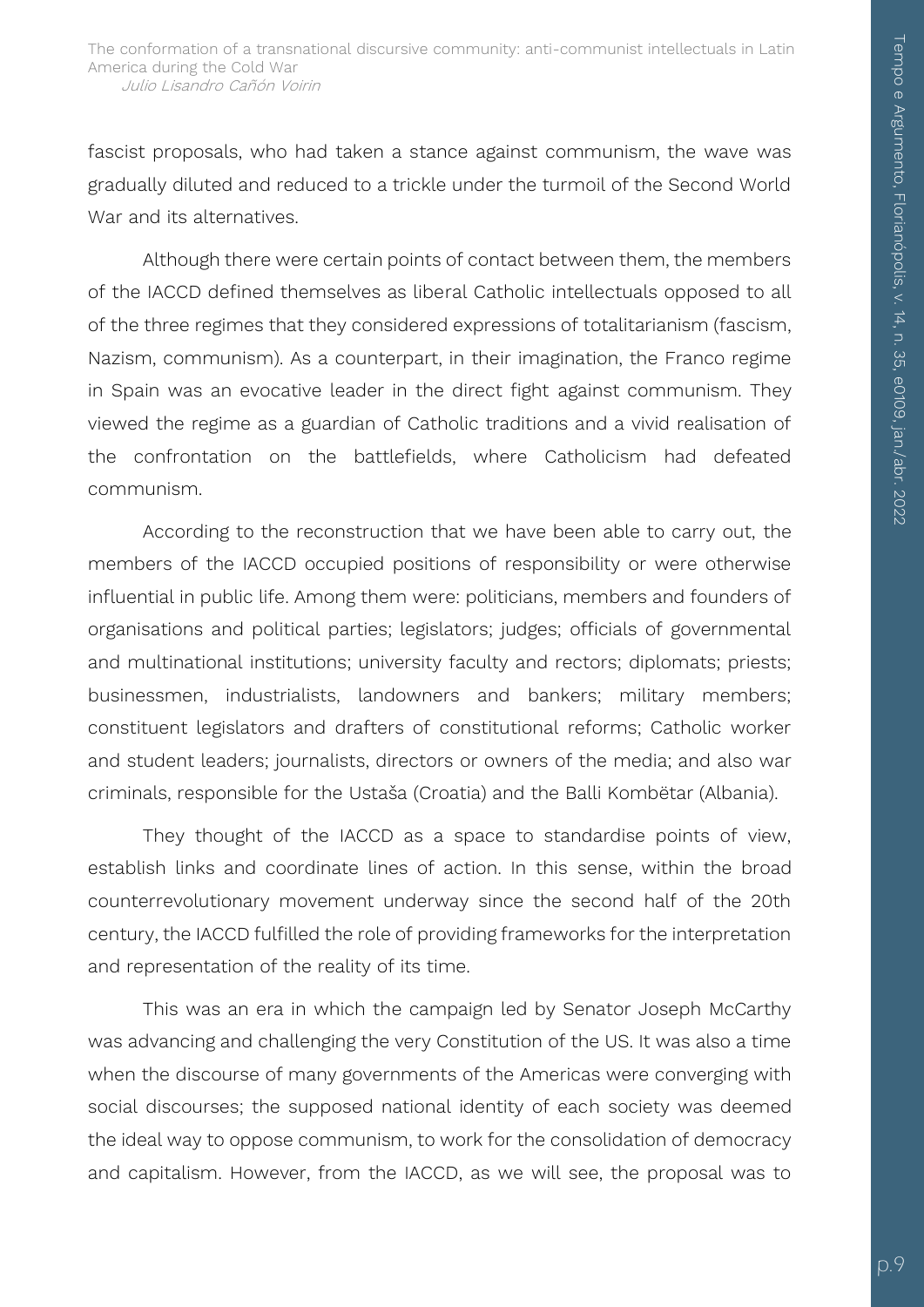fascist proposals, who had taken a stance against communism, the wave was gradually diluted and reduced to a trickle under the turmoil of the Second World War and its alternatives.

Although there were certain points of contact between them, the members of the IACCD defined themselves as liberal Catholic intellectuals opposed to all of the three regimes that they considered expressions of totalitarianism (fascism, Nazism, communism). As a counterpart, in their imagination, the Franco regime in Spain was an evocative leader in the direct fight against communism. They viewed the regime as a guardian of Catholic traditions and a vivid realisation of the confrontation on the battlefields, where Catholicism had defeated communism.

According to the reconstruction that we have been able to carry out, the members of the IACCD occupied positions of responsibility or were otherwise influential in public life. Among them were: politicians, members and founders of organisations and political parties; legislators; judges; officials of governmental and multinational institutions; university faculty and rectors; diplomats; priests; businessmen, industrialists, landowners and bankers; military members; constituent legislators and drafters of constitutional reforms; Catholic worker and student leaders; journalists, directors or owners of the media; and also war criminals, responsible for the Ustaša (Croatia) and the Balli Kombëtar (Albania).

They thought of the IACCD as a space to standardise points of view, establish links and coordinate lines of action. In this sense, within the broad counterrevolutionary movement underway since the second half of the 20th century, the IACCD fulfilled the role of providing frameworks for the interpretation and representation of the reality of its time.

This was an era in which the campaign led by Senator Joseph McCarthy was advancing and challenging the very Constitution of the US. It was also a time when the discourse of many governments of the Americas were converging with social discourses; the supposed national identity of each society was deemed the ideal way to oppose communism, to work for the consolidation of democracy and capitalism. However, from the IACCD, as we will see, the proposal was to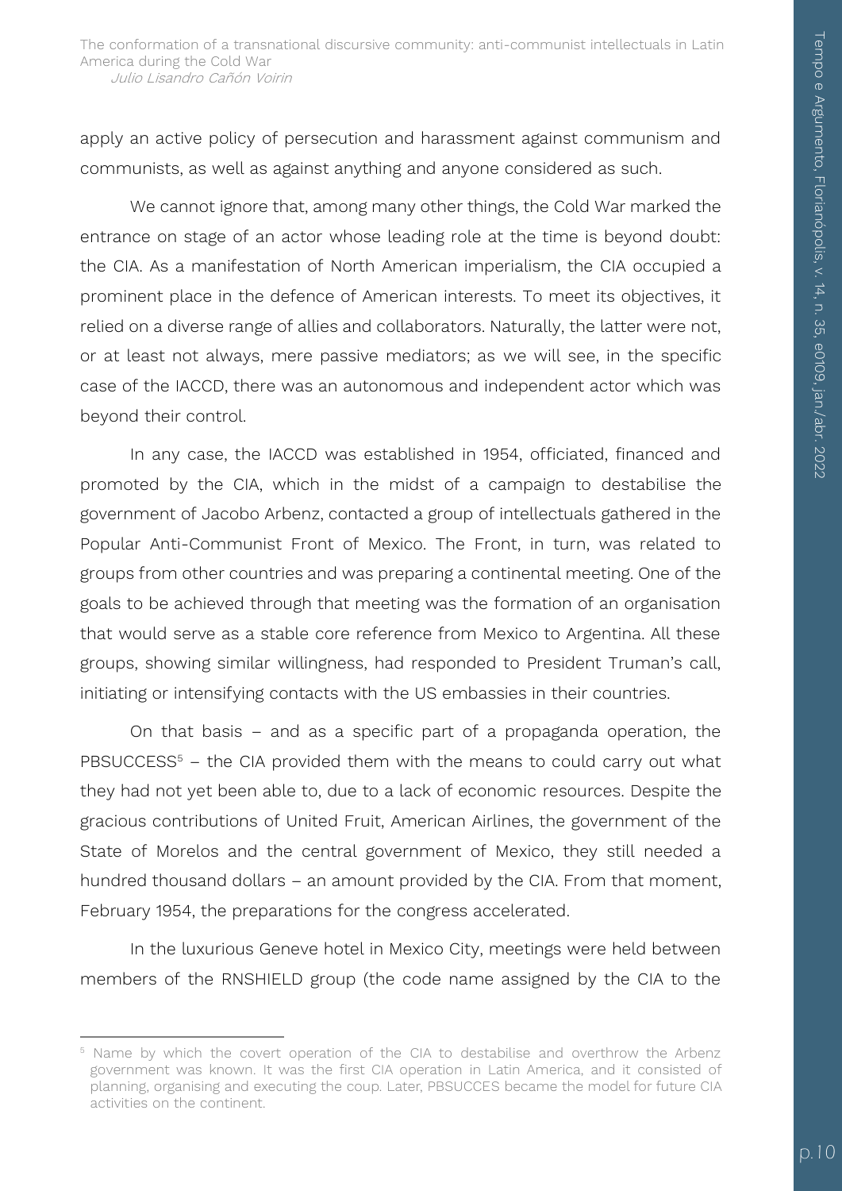apply an active policy of persecution and harassment against communism and communists, as well as against anything and anyone considered as such.

We cannot ignore that, among many other things, the Cold War marked the entrance on stage of an actor whose leading role at the time is beyond doubt: the CIA. As a manifestation of North American imperialism, the CIA occupied a prominent place in the defence of American interests. To meet its objectives, it relied on a diverse range of allies and collaborators. Naturally, the latter were not, or at least not always, mere passive mediators; as we will see, in the specific case of the IACCD, there was an autonomous and independent actor which was beyond their control.

In any case, the IACCD was established in 1954, officiated, financed and promoted by the CIA, which in the midst of a campaign to destabilise the government of Jacobo Arbenz, contacted a group of intellectuals gathered in the Popular Anti-Communist Front of Mexico. The Front, in turn, was related to groups from other countries and was preparing a continental meeting. One of the goals to be achieved through that meeting was the formation of an organisation that would serve as a stable core reference from Mexico to Argentina. All these groups, showing similar willingness, had responded to President Truman's call, initiating or intensifying contacts with the US embassies in their countries.

On that basis – and as a specific part of a propaganda operation, the PBSUCCESS[5] – the CIA provided them with the means to could carry out what they had not yet been able to, due to a lack of economic resources. Despite the gracious contributions of United Fruit, American Airlines, the government of the State of Morelos and the central government of Mexico, they still needed a hundred thousand dollars – an amount provided by the CIA. From that moment, February 1954, the preparations for the congress accelerated.

In the luxurious Geneve hotel in Mexico City, meetings were held between members of the RNSHIELD group (the code name assigned by the CIA to the

---

[5] Name by which the covert operation of the CIA to destabilise and overthrow the Arbenz government was known. It was the first CIA operation in Latin America, and it consisted of planning, organising and executing the coup. Later, PBSUCCES became the model for future CIA activities on the continent.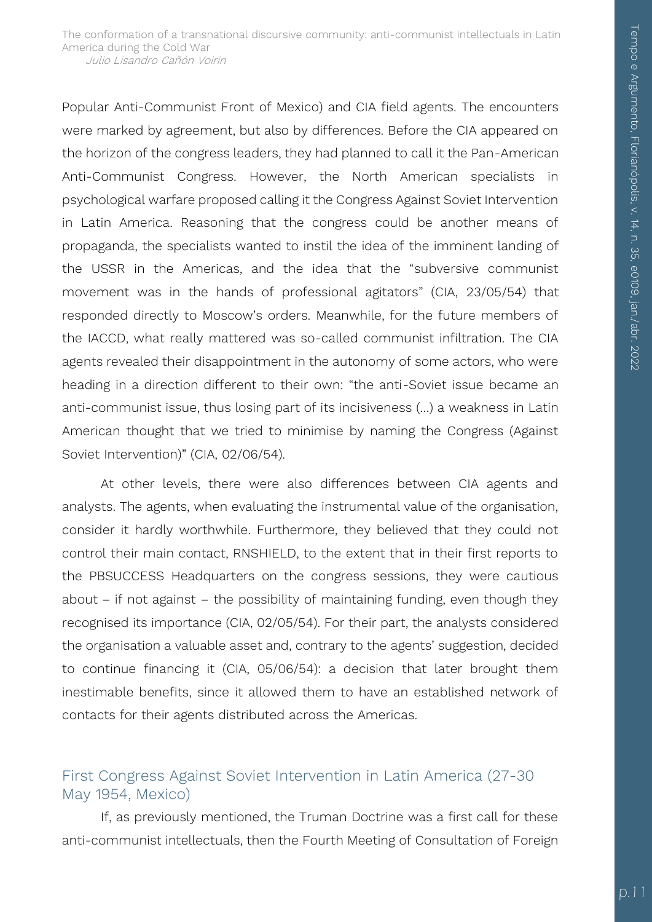Popular Anti-Communist Front of Mexico) and CIA field agents. The encounters were marked by agreement, but also by differences. Before the CIA appeared on the horizon of the congress leaders, they had planned to call it the Pan-American Anti-Communist Congress. However, the North American specialists in psychological warfare proposed calling it the Congress Against Soviet Intervention in Latin America. Reasoning that the congress could be another means of propaganda, the specialists wanted to instil the idea of the imminent landing of the USSR in the Americas, and the idea that the "subversive communist movement was in the hands of professional agitators" (CIA, 23/05/54) that responded directly to Moscow's orders. Meanwhile, for the future members of the IACCD, what really mattered was so-called communist infiltration. The CIA agents revealed their disappointment in the autonomy of some actors, who were heading in a direction different to their own: "the anti-Soviet issue became an anti-communist issue, thus losing part of its incisiveness (...) a weakness in Latin American thought that we tried to minimise by naming the Congress (Against Soviet Intervention)" (CIA, 02/06/54).

At other levels, there were also differences between CIA agents and analysts. The agents, when evaluating the instrumental value of the organisation, consider it hardly worthwhile. Furthermore, they believed that they could not control their main contact, RNSHIELD, to the extent that in their first reports to the PBSUCCESS Headquarters on the congress sessions, they were cautious about – if not against – the possibility of maintaining funding, even though they recognised its importance (CIA, 02/05/54). For their part, the analysts considered the organisation a valuable asset and, contrary to the agents' suggestion, decided to continue financing it (CIA, 05/06/54): a decision that later brought them inestimable benefits, since it allowed them to have an established network of contacts for their agents distributed across the Americas.

## First Congress Against Soviet Intervention in Latin America (27-30 May 1954, Mexico)

If, as previously mentioned, the Truman Doctrine was a first call for these anti-communist intellectuals, then the Fourth Meeting of Consultation of Foreign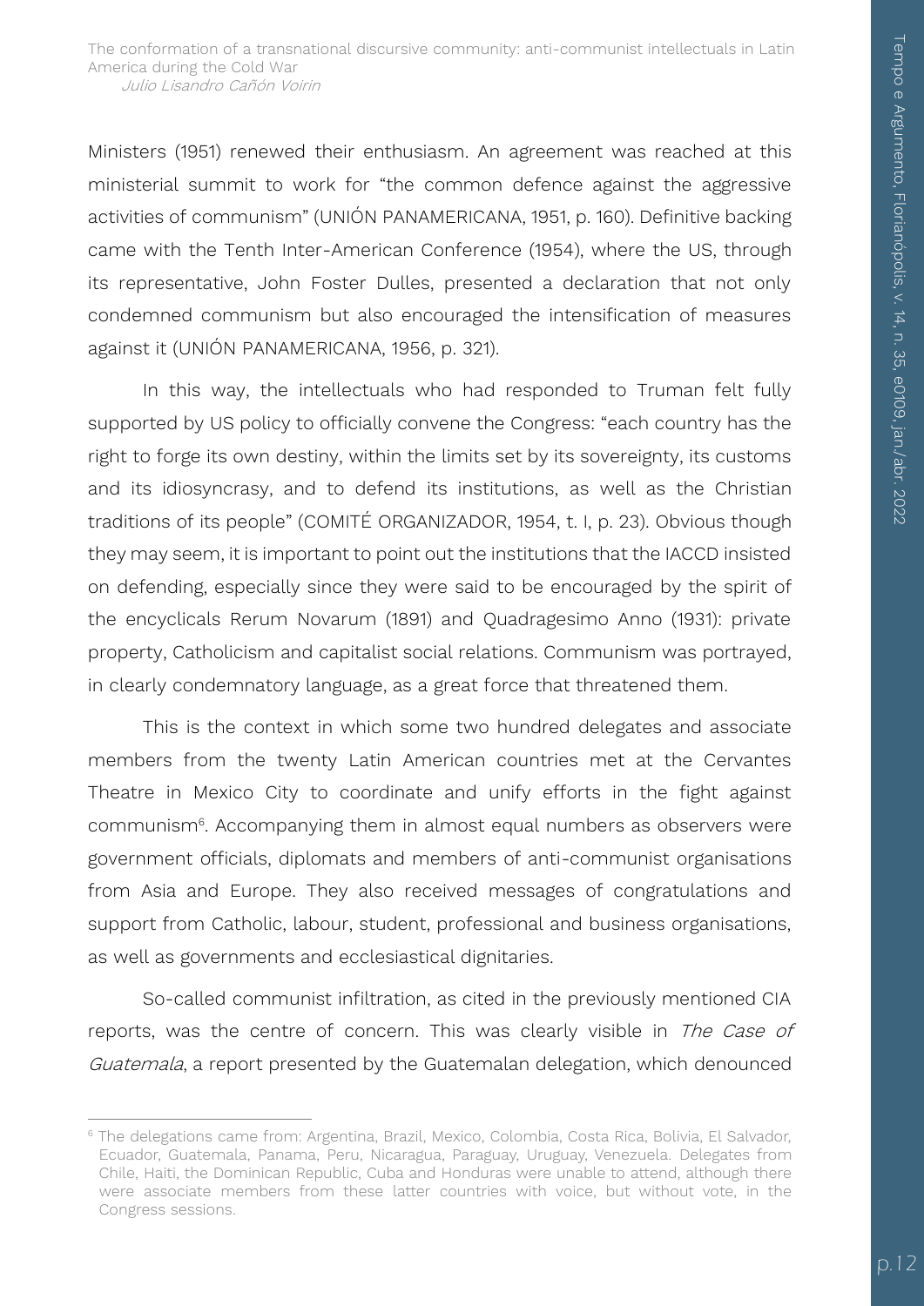Ministers (1951) renewed their enthusiasm. An agreement was reached at this ministerial summit to work for "the common defence against the aggressive activities of communism" (UNIÓN PANAMERICANA, 1951, p. 160). Definitive backing came with the Tenth Inter-American Conference (1954), where the US, through its representative, John Foster Dulles, presented a declaration that not only condemned communism but also encouraged the intensification of measures against it (UNIÓN PANAMERICANA, 1956, p. 321).

In this way, the intellectuals who had responded to Truman felt fully supported by US policy to officially convene the Congress: "each country has the right to forge its own destiny, within the limits set by its sovereignty, its customs and its idiosyncrasy, and to defend its institutions, as well as the Christian traditions of its people" (COMITÉ ORGANIZADOR, 1954, t. I, p. 23). Obvious though they may seem, it is important to point out the institutions that the IACCD insisted on defending, especially since they were said to be encouraged by the spirit of the encyclicals Rerum Novarum (1891) and Quadragesimo Anno (1931): private property, Catholicism and capitalist social relations. Communism was portrayed, in clearly condemnatory language, as a great force that threatened them.

This is the context in which some two hundred delegates and associate members from the twenty Latin American countries met at the Cervantes Theatre in Mexico City to coordinate and unify efforts in the fight against communism[6]. Accompanying them in almost equal numbers as observers were government officials, diplomats and members of anti-communist organisations from Asia and Europe. They also received messages of congratulations and support from Catholic, labour, student, professional and business organisations, as well as governments and ecclesiastical dignitaries.

So-called communist infiltration, as cited in the previously mentioned CIA reports, was the centre of concern. This was clearly visible in *The Case of Guatemala*, a report presented by the Guatemalan delegation, which denounced

---

[6] The delegations came from: Argentina, Brazil, Mexico, Colombia, Costa Rica, Bolivia, El Salvador, Ecuador, Guatemala, Panama, Peru, Nicaragua, Paraguay, Uruguay, Venezuela. Delegates from Chile, Haiti, the Dominican Republic, Cuba and Honduras were unable to attend, although there were associate members from these latter countries with voice, but without vote, in the Congress sessions.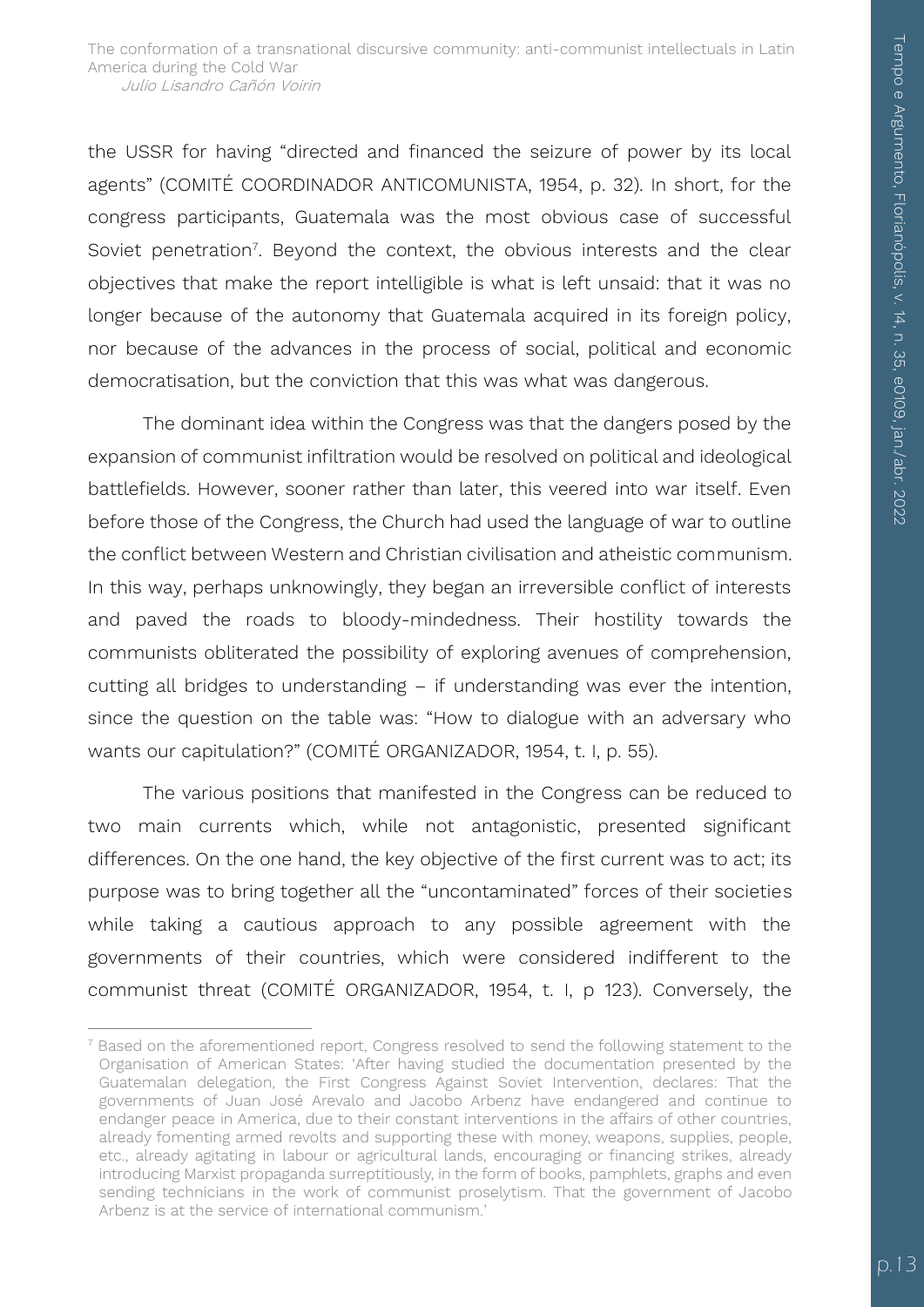the USSR for having "directed and financed the seizure of power by its local agents" (COMITÉ COORDINADOR ANTICOMUNISTA, 1954, p. 32). In short, for the congress participants, Guatemala was the most obvious case of successful Soviet penetration[7]. Beyond the context, the obvious interests and the clear objectives that make the report intelligible is what is left unsaid: that it was no longer because of the autonomy that Guatemala acquired in its foreign policy, nor because of the advances in the process of social, political and economic democratisation, but the conviction that this was what was dangerous.

The dominant idea within the Congress was that the dangers posed by the expansion of communist infiltration would be resolved on political and ideological battlefields. However, sooner rather than later, this veered into war itself. Even before those of the Congress, the Church had used the language of war to outline the conflict between Western and Christian civilisation and atheistic communism. In this way, perhaps unknowingly, they began an irreversible conflict of interests and paved the roads to bloody-mindedness. Their hostility towards the communists obliterated the possibility of exploring avenues of comprehension, cutting all bridges to understanding – if understanding was ever the intention, since the question on the table was: "How to dialogue with an adversary who wants our capitulation?" (COMITÉ ORGANIZADOR, 1954, t. I, p. 55).

The various positions that manifested in the Congress can be reduced to two main currents which, while not antagonistic, presented significant differences. On the one hand, the key objective of the first current was to act; its purpose was to bring together all the "uncontaminated" forces of their societies while taking a cautious approach to any possible agreement with the governments of their countries, which were considered indifferent to the communist threat (COMITÉ ORGANIZADOR, 1954, t. I, p 123). Conversely, the

[7] Based on the aforementioned report, Congress resolved to send the following statement to the Organisation of American States: 'After having studied the documentation presented by the Guatemalan delegation, the First Congress Against Soviet Intervention, declares: That the governments of Juan José Arevalo and Jacobo Arbenz have endangered and continue to endanger peace in America, due to their constant interventions in the affairs of other countries, already fomenting armed revolts and supporting these with money, weapons, supplies, people, etc., already agitating in labour or agricultural lands, encouraging or financing strikes, already introducing Marxist propaganda surreptitiously, in the form of books, pamphlets, graphs and even sending technicians in the work of communist proselytism. That the government of Jacobo Arbenz is at the service of international communism.'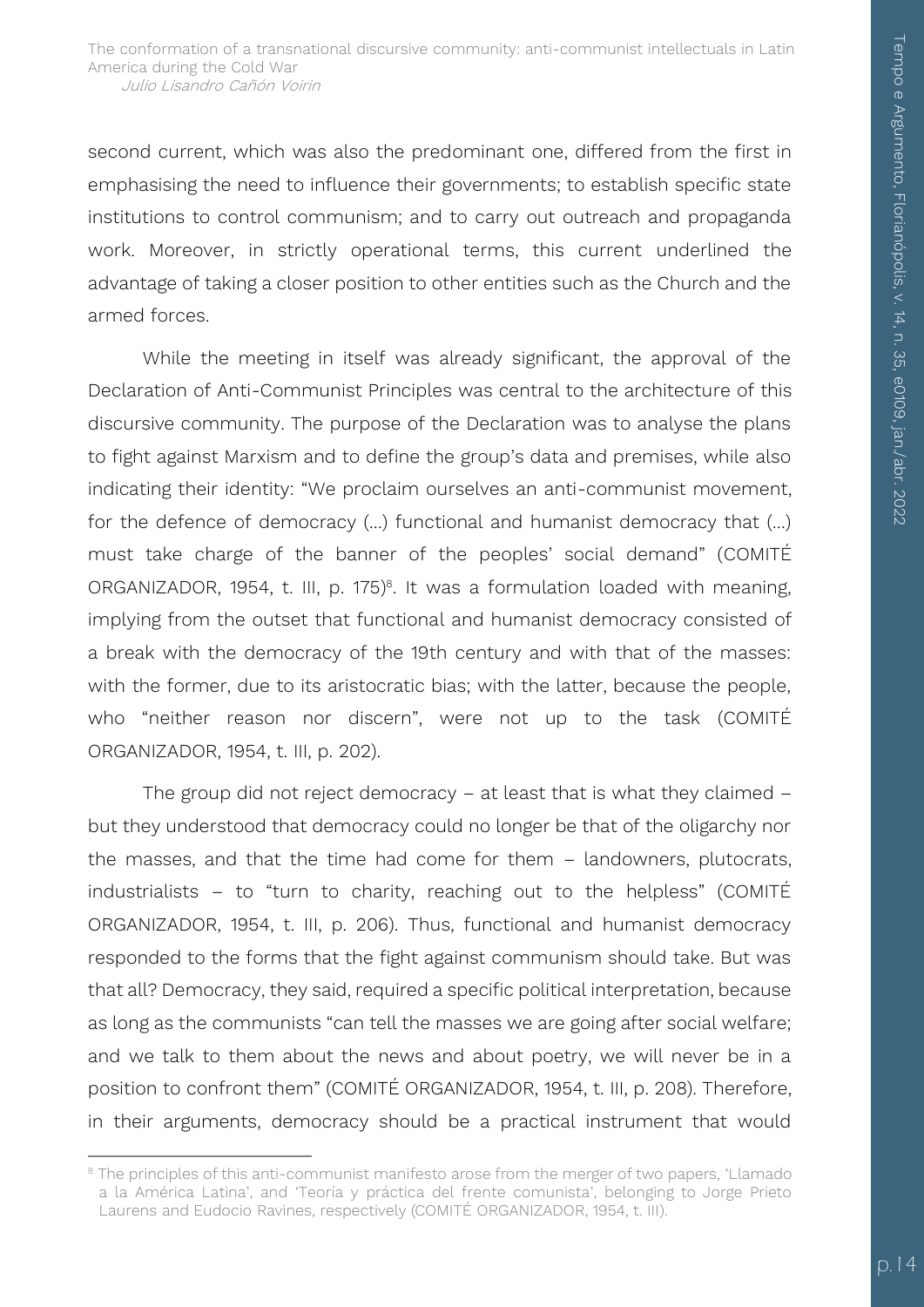second current, which was also the predominant one, differed from the first in emphasising the need to influence their governments; to establish specific state institutions to control communism; and to carry out outreach and propaganda work. Moreover, in strictly operational terms, this current underlined the advantage of taking a closer position to other entities such as the Church and the armed forces.

While the meeting in itself was already significant, the approval of the Declaration of Anti-Communist Principles was central to the architecture of this discursive community. The purpose of the Declaration was to analyse the plans to fight against Marxism and to define the group's data and premises, while also indicating their identity: "We proclaim ourselves an anti-communist movement, for the defence of democracy (…) functional and humanist democracy that (…) must take charge of the banner of the peoples' social demand" (COMITÉ ORGANIZADOR, 1954, t. III, p. 175)[8]. It was a formulation loaded with meaning, implying from the outset that functional and humanist democracy consisted of a break with the democracy of the 19th century and with that of the masses: with the former, due to its aristocratic bias; with the latter, because the people, who "neither reason nor discern", were not up to the task (COMITÉ ORGANIZADOR, 1954, t. III, p. 202).

The group did not reject democracy – at least that is what they claimed – but they understood that democracy could no longer be that of the oligarchy nor the masses, and that the time had come for them – landowners, plutocrats, industrialists – to "turn to charity, reaching out to the helpless" (COMITÉ ORGANIZADOR, 1954, t. III, p. 206). Thus, functional and humanist democracy responded to the forms that the fight against communism should take. But was that all? Democracy, they said, required a specific political interpretation, because as long as the communists "can tell the masses we are going after social welfare; and we talk to them about the news and about poetry, we will never be in a position to confront them" (COMITÉ ORGANIZADOR, 1954, t. III, p. 208). Therefore, in their arguments, democracy should be a practical instrument that would

[8] The principles of this anti-communist manifesto arose from the merger of two papers, 'Llamado a la América Latina', and 'Teoría y práctica del frente comunista', belonging to Jorge Prieto Laurens and Eudocio Ravines, respectively (COMITÉ ORGANIZADOR, 1954, t. III).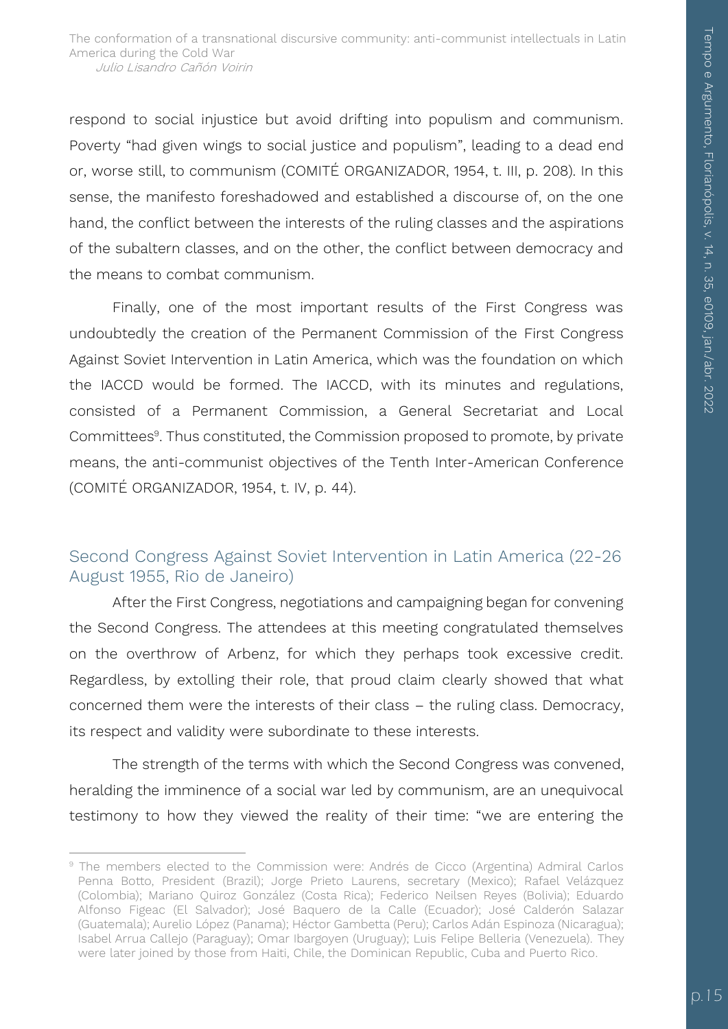respond to social injustice but avoid drifting into populism and communism. Poverty "had given wings to social justice and populism", leading to a dead end or, worse still, to communism (COMITÉ ORGANIZADOR, 1954, t. III, p. 208). In this sense, the manifesto foreshadowed and established a discourse of, on the one hand, the conflict between the interests of the ruling classes and the aspirations of the subaltern classes, and on the other, the conflict between democracy and the means to combat communism.

Finally, one of the most important results of the First Congress was undoubtedly the creation of the Permanent Commission of the First Congress Against Soviet Intervention in Latin America, which was the foundation on which the IACCD would be formed. The IACCD, with its minutes and regulations, consisted of a Permanent Commission, a General Secretariat and Local Committees[9]. Thus constituted, the Commission proposed to promote, by private means, the anti-communist objectives of the Tenth Inter-American Conference (COMITÉ ORGANIZADOR, 1954, t. IV, p. 44).

## Second Congress Against Soviet Intervention in Latin America (22-26 August 1955, Rio de Janeiro)

After the First Congress, negotiations and campaigning began for convening the Second Congress. The attendees at this meeting congratulated themselves on the overthrow of Arbenz, for which they perhaps took excessive credit. Regardless, by extolling their role, that proud claim clearly showed that what concerned them were the interests of their class – the ruling class. Democracy, its respect and validity were subordinate to these interests.

The strength of the terms with which the Second Congress was convened, heralding the imminence of a social war led by communism, are an unequivocal testimony to how they viewed the reality of their time: "we are entering the

---

[9] The members elected to the Commission were: Andrés de Cicco (Argentina) Admiral Carlos Penna Botto, President (Brazil); Jorge Prieto Laurens, secretary (Mexico); Rafael Velázquez (Colombia); Mariano Quiroz González (Costa Rica); Federico Neilsen Reyes (Bolivia); Eduardo Alfonso Figeac (El Salvador); José Baquero de la Calle (Ecuador); José Calderón Salazar (Guatemala); Aurelio López (Panama); Héctor Gambetta (Peru); Carlos Adán Espinoza (Nicaragua); Isabel Arrua Callejo (Paraguay); Omar Ibargoyen (Uruguay); Luis Felipe Belleria (Venezuela). They were later joined by those from Haiti, Chile, the Dominican Republic, Cuba and Puerto Rico.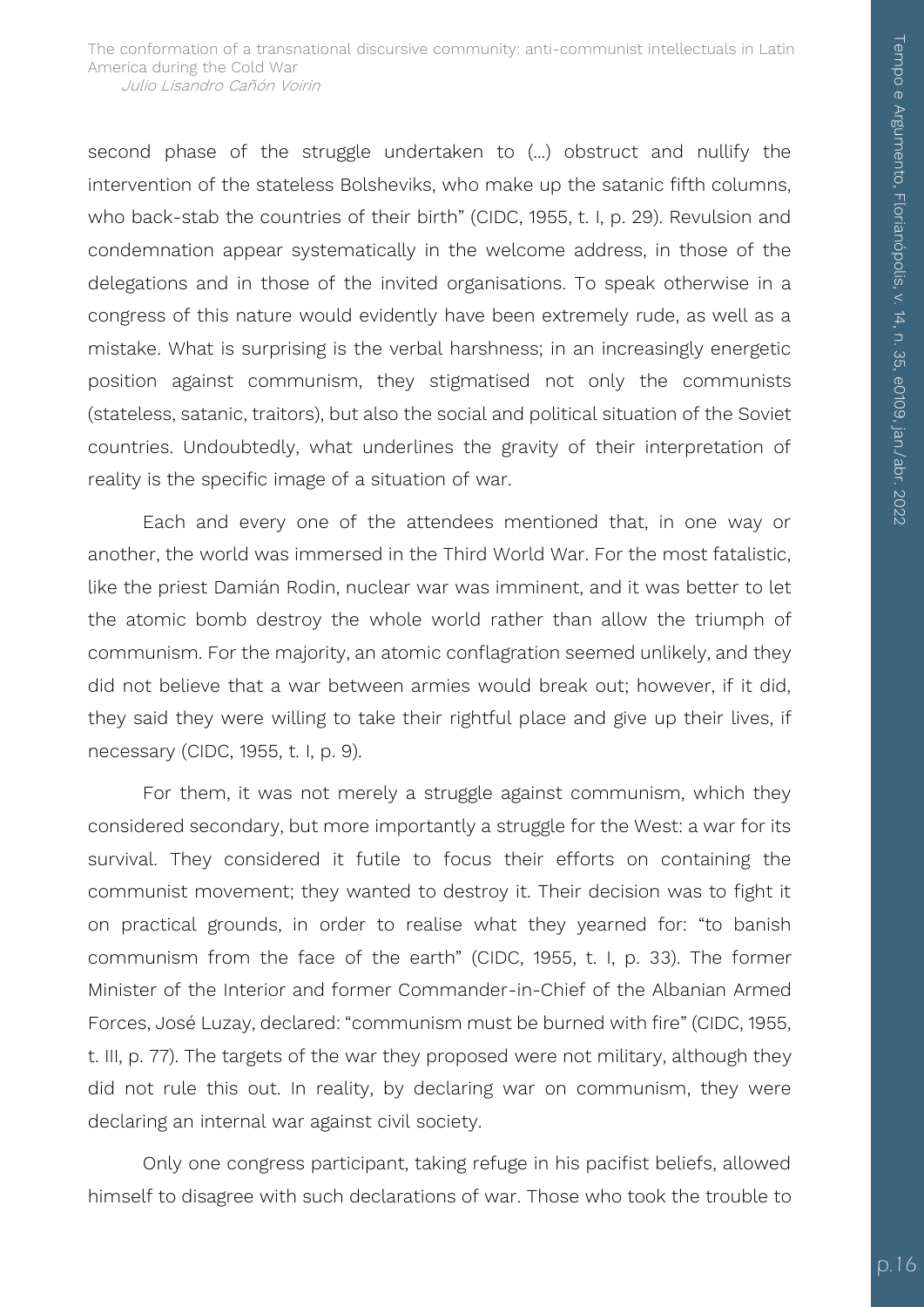second phase of the struggle undertaken to (...) obstruct and nullify the intervention of the stateless Bolsheviks, who make up the satanic fifth columns, who back-stab the countries of their birth" (CIDC, 1955, t. I, p. 29). Revulsion and condemnation appear systematically in the welcome address, in those of the delegations and in those of the invited organisations. To speak otherwise in a congress of this nature would evidently have been extremely rude, as well as a mistake. What is surprising is the verbal harshness; in an increasingly energetic position against communism, they stigmatised not only the communists (stateless, satanic, traitors), but also the social and political situation of the Soviet countries. Undoubtedly, what underlines the gravity of their interpretation of reality is the specific image of a situation of war.

Each and every one of the attendees mentioned that, in one way or another, the world was immersed in the Third World War. For the most fatalistic, like the priest Damián Rodin, nuclear war was imminent, and it was better to let the atomic bomb destroy the whole world rather than allow the triumph of communism. For the majority, an atomic conflagration seemed unlikely, and they did not believe that a war between armies would break out; however, if it did, they said they were willing to take their rightful place and give up their lives, if necessary (CIDC, 1955, t. I, p. 9).

For them, it was not merely a struggle against communism, which they considered secondary, but more importantly a struggle for the West: a war for its survival. They considered it futile to focus their efforts on containing the communist movement; they wanted to destroy it. Their decision was to fight it on practical grounds, in order to realise what they yearned for: "to banish communism from the face of the earth" (CIDC, 1955, t. I, p. 33). The former Minister of the Interior and former Commander-in-Chief of the Albanian Armed Forces, José Luzay, declared: "communism must be burned with fire" (CIDC, 1955, t. III, p. 77). The targets of the war they proposed were not military, although they did not rule this out. In reality, by declaring war on communism, they were declaring an internal war against civil society.

Only one congress participant, taking refuge in his pacifist beliefs, allowed himself to disagree with such declarations of war. Those who took the trouble to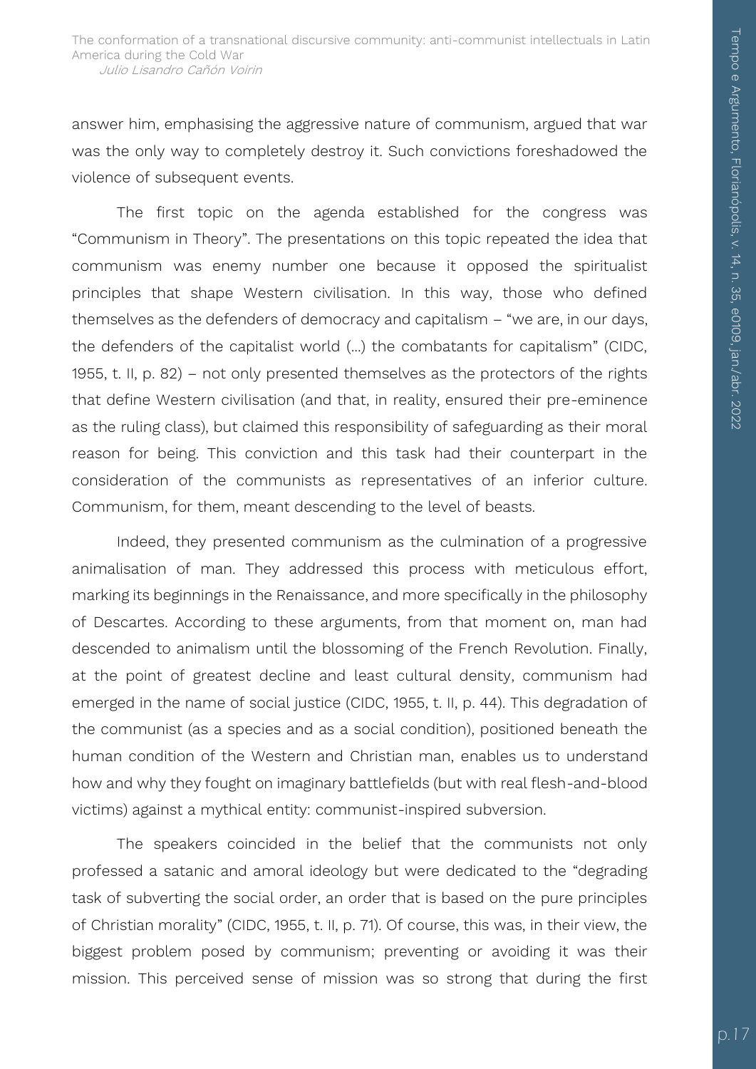answer him, emphasising the aggressive nature of communism, argued that war was the only way to completely destroy it. Such convictions foreshadowed the violence of subsequent events.

The first topic on the agenda established for the congress was "Communism in Theory". The presentations on this topic repeated the idea that communism was enemy number one because it opposed the spiritualist principles that shape Western civilisation. In this way, those who defined themselves as the defenders of democracy and capitalism – "we are, in our days, the defenders of the capitalist world (…) the combatants for capitalism" (CIDC, 1955, t. II, p. 82) – not only presented themselves as the protectors of the rights that define Western civilisation (and that, in reality, ensured their pre-eminence as the ruling class), but claimed this responsibility of safeguarding as their moral reason for being. This conviction and this task had their counterpart in the consideration of the communists as representatives of an inferior culture. Communism, for them, meant descending to the level of beasts.

Indeed, they presented communism as the culmination of a progressive animalisation of man. They addressed this process with meticulous effort, marking its beginnings in the Renaissance, and more specifically in the philosophy of Descartes. According to these arguments, from that moment on, man had descended to animalism until the blossoming of the French Revolution. Finally, at the point of greatest decline and least cultural density, communism had emerged in the name of social justice (CIDC, 1955, t. II, p. 44). This degradation of the communist (as a species and as a social condition), positioned beneath the human condition of the Western and Christian man, enables us to understand how and why they fought on imaginary battlefields (but with real flesh-and-blood victims) against a mythical entity: communist-inspired subversion.

The speakers coincided in the belief that the communists not only professed a satanic and amoral ideology but were dedicated to the "degrading task of subverting the social order, an order that is based on the pure principles of Christian morality" (CIDC, 1955, t. II, p. 71). Of course, this was, in their view, the biggest problem posed by communism; preventing or avoiding it was their mission. This perceived sense of mission was so strong that during the first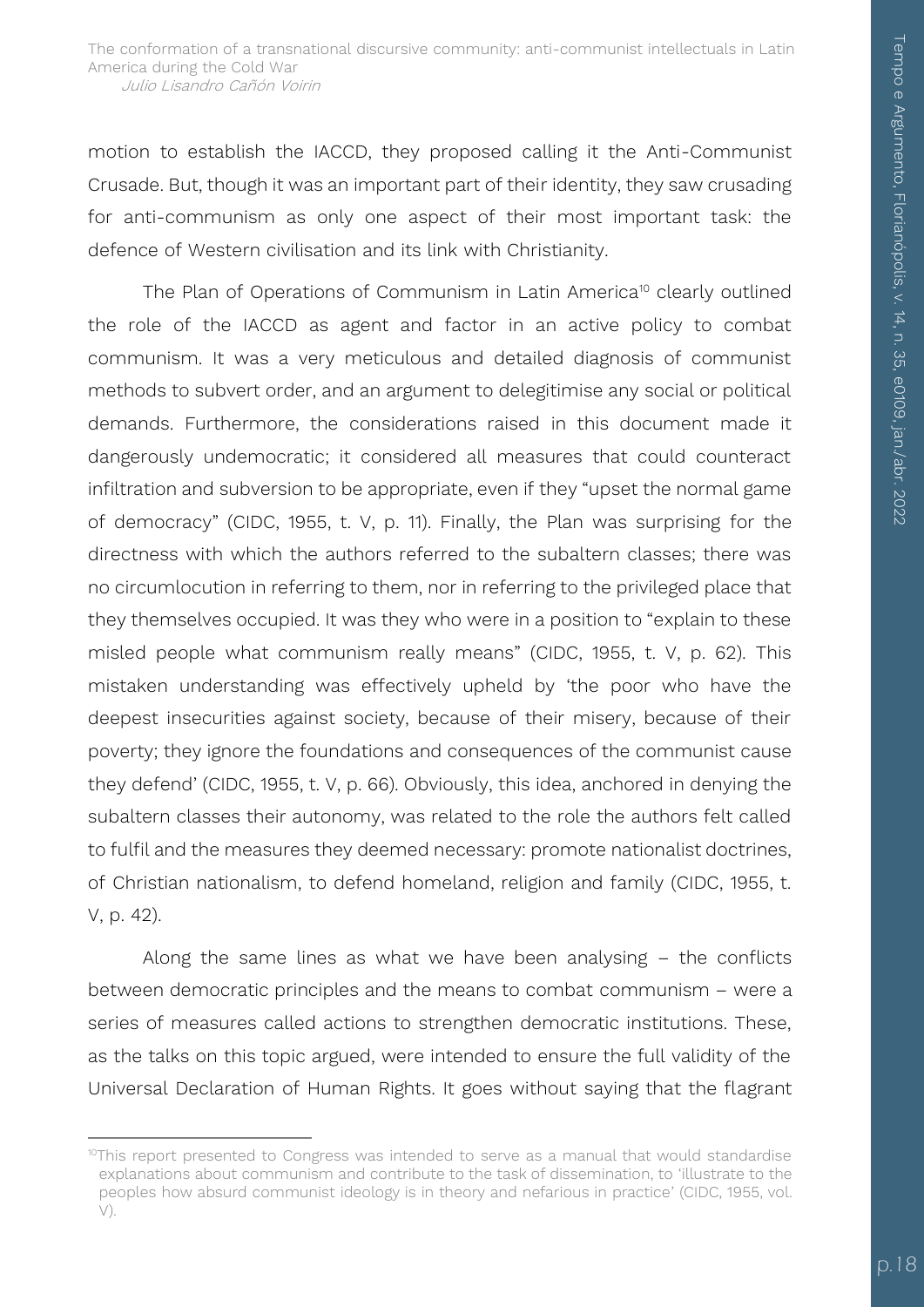motion to establish the IACCD, they proposed calling it the Anti-Communist Crusade. But, though it was an important part of their identity, they saw crusading for anti-communism as only one aspect of their most important task: the defence of Western civilisation and its link with Christianity.

The Plan of Operations of Communism in Latin America[10] clearly outlined the role of the IACCD as agent and factor in an active policy to combat communism. It was a very meticulous and detailed diagnosis of communist methods to subvert order, and an argument to delegitimise any social or political demands. Furthermore, the considerations raised in this document made it dangerously undemocratic; it considered all measures that could counteract infiltration and subversion to be appropriate, even if they "upset the normal game of democracy" (CIDC, 1955, t. V, p. 11). Finally, the Plan was surprising for the directness with which the authors referred to the subaltern classes; there was no circumlocution in referring to them, nor in referring to the privileged place that they themselves occupied. It was they who were in a position to "explain to these misled people what communism really means" (CIDC, 1955, t. V, p. 62). This mistaken understanding was effectively upheld by 'the poor who have the deepest insecurities against society, because of their misery, because of their poverty; they ignore the foundations and consequences of the communist cause they defend' (CIDC, 1955, t. V, p. 66). Obviously, this idea, anchored in denying the subaltern classes their autonomy, was related to the role the authors felt called to fulfil and the measures they deemed necessary: promote nationalist doctrines, of Christian nationalism, to defend homeland, religion and family (CIDC, 1955, t. V, p. 42).

Along the same lines as what we have been analysing – the conflicts between democratic principles and the means to combat communism – were a series of measures called actions to strengthen democratic institutions. These, as the talks on this topic argued, were intended to ensure the full validity of the Universal Declaration of Human Rights. It goes without saying that the flagrant

[10]This report presented to Congress was intended to serve as a manual that would standardise explanations about communism and contribute to the task of dissemination, to 'illustrate to the peoples how absurd communist ideology is in theory and nefarious in practice' (CIDC, 1955, vol. V).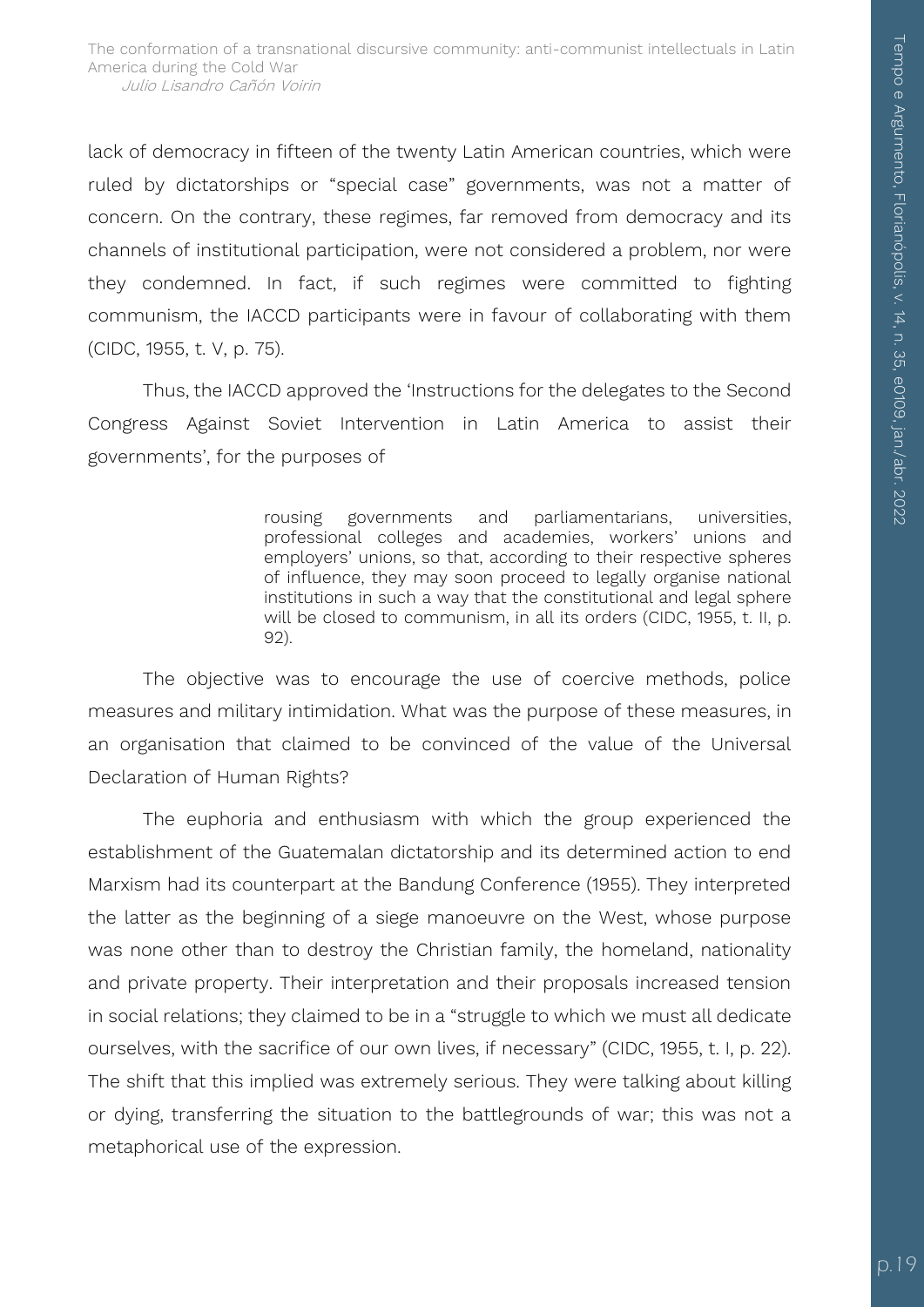lack of democracy in fifteen of the twenty Latin American countries, which were ruled by dictatorships or "special case" governments, was not a matter of concern. On the contrary, these regimes, far removed from democracy and its channels of institutional participation, were not considered a problem, nor were they condemned. In fact, if such regimes were committed to fighting communism, the IACCD participants were in favour of collaborating with them (CIDC, 1955, t. V, p. 75).

Thus, the IACCD approved the 'Instructions for the delegates to the Second Congress Against Soviet Intervention in Latin America to assist their governments', for the purposes of

> rousing governments and parliamentarians, universities, professional colleges and academies, workers' unions and employers' unions, so that, according to their respective spheres of influence, they may soon proceed to legally organise national institutions in such a way that the constitutional and legal sphere will be closed to communism, in all its orders (CIDC, 1955, t. II, p. 92).

The objective was to encourage the use of coercive methods, police measures and military intimidation. What was the purpose of these measures, in an organisation that claimed to be convinced of the value of the Universal Declaration of Human Rights?

The euphoria and enthusiasm with which the group experienced the establishment of the Guatemalan dictatorship and its determined action to end Marxism had its counterpart at the Bandung Conference (1955). They interpreted the latter as the beginning of a siege manoeuvre on the West, whose purpose was none other than to destroy the Christian family, the homeland, nationality and private property. Their interpretation and their proposals increased tension in social relations; they claimed to be in a "struggle to which we must all dedicate ourselves, with the sacrifice of our own lives, if necessary" (CIDC, 1955, t. I, p. 22). The shift that this implied was extremely serious. They were talking about killing or dying, transferring the situation to the battlegrounds of war; this was not a metaphorical use of the expression.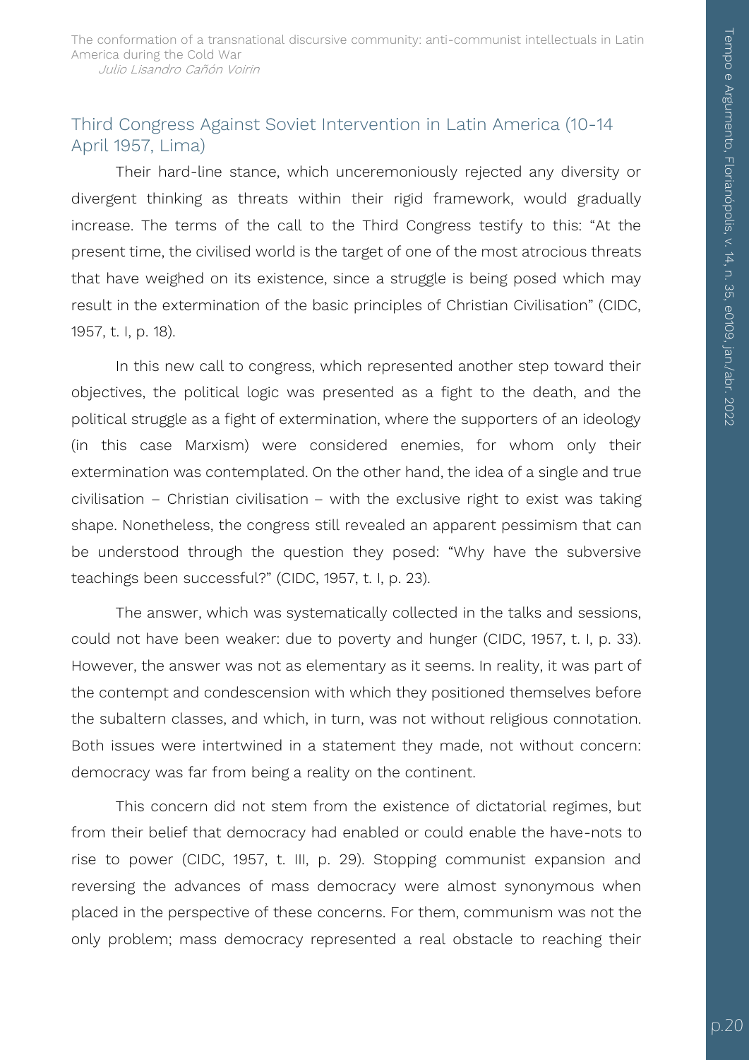## Third Congress Against Soviet Intervention in Latin America (10-14 April 1957, Lima)

Their hard-line stance, which unceremoniously rejected any diversity or divergent thinking as threats within their rigid framework, would gradually increase. The terms of the call to the Third Congress testify to this: "At the present time, the civilised world is the target of one of the most atrocious threats that have weighed on its existence, since a struggle is being posed which may result in the extermination of the basic principles of Christian Civilisation" (CIDC, 1957, t. I, p. 18).

In this new call to congress, which represented another step toward their objectives, the political logic was presented as a fight to the death, and the political struggle as a fight of extermination, where the supporters of an ideology (in this case Marxism) were considered enemies, for whom only their extermination was contemplated. On the other hand, the idea of a single and true civilisation – Christian civilisation – with the exclusive right to exist was taking shape. Nonetheless, the congress still revealed an apparent pessimism that can be understood through the question they posed: "Why have the subversive teachings been successful?" (CIDC, 1957, t. I, p. 23).

The answer, which was systematically collected in the talks and sessions, could not have been weaker: due to poverty and hunger (CIDC, 1957, t. I, p. 33). However, the answer was not as elementary as it seems. In reality, it was part of the contempt and condescension with which they positioned themselves before the subaltern classes, and which, in turn, was not without religious connotation. Both issues were intertwined in a statement they made, not without concern: democracy was far from being a reality on the continent.

This concern did not stem from the existence of dictatorial regimes, but from their belief that democracy had enabled or could enable the have-nots to rise to power (CIDC, 1957, t. III, p. 29). Stopping communist expansion and reversing the advances of mass democracy were almost synonymous when placed in the perspective of these concerns. For them, communism was not the only problem; mass democracy represented a real obstacle to reaching their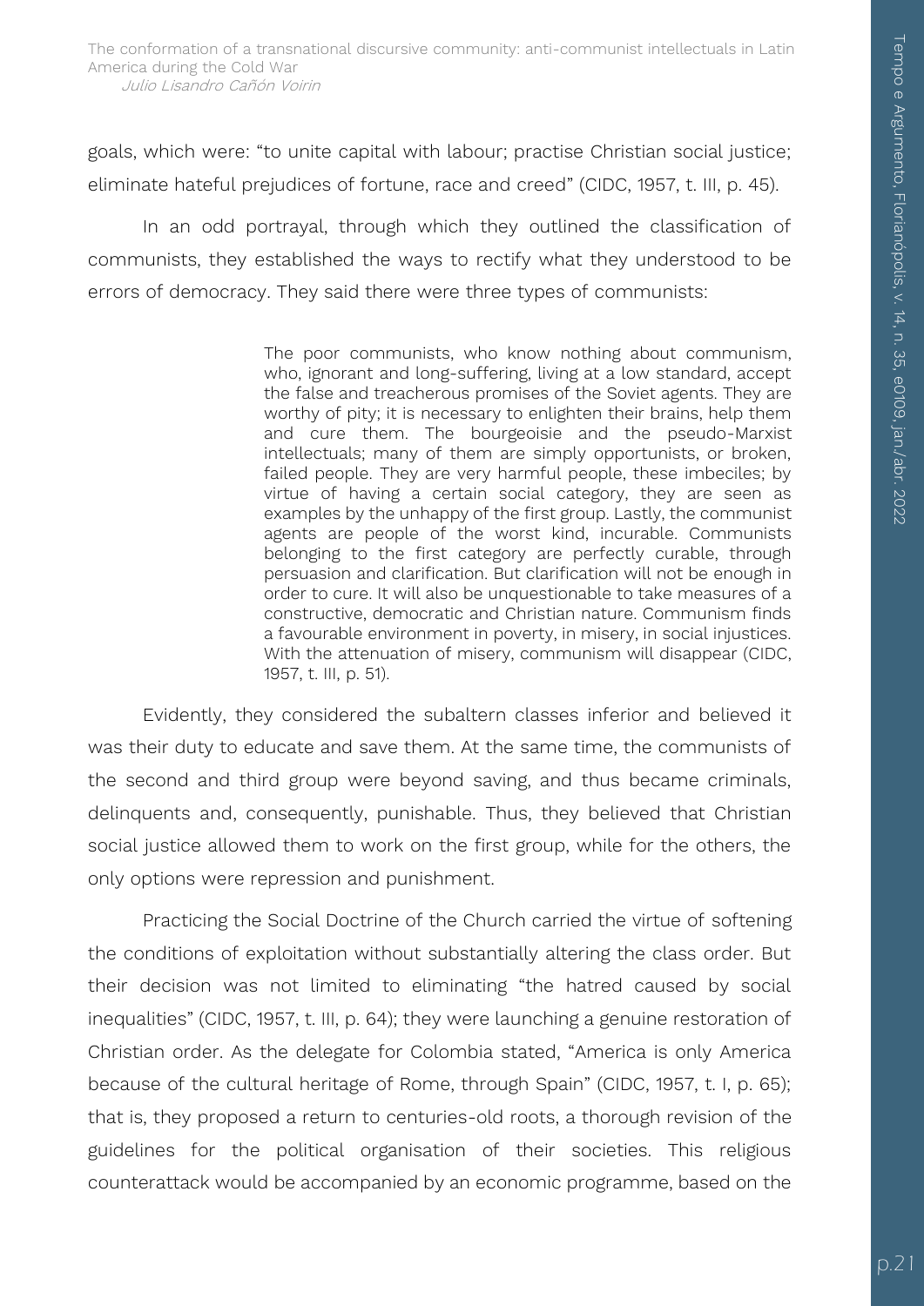goals, which were: "to unite capital with labour; practise Christian social justice; eliminate hateful prejudices of fortune, race and creed" (CIDC, 1957, t. III, p. 45).

In an odd portrayal, through which they outlined the classification of communists, they established the ways to rectify what they understood to be errors of democracy. They said there were three types of communists:

> The poor communists, who know nothing about communism, who, ignorant and long-suffering, living at a low standard, accept the false and treacherous promises of the Soviet agents. They are worthy of pity; it is necessary to enlighten their brains, help them and cure them. The bourgeoisie and the pseudo-Marxist intellectuals; many of them are simply opportunists, or broken, failed people. They are very harmful people, these imbeciles; by virtue of having a certain social category, they are seen as examples by the unhappy of the first group. Lastly, the communist agents are people of the worst kind, incurable. Communists belonging to the first category are perfectly curable, through persuasion and clarification. But clarification will not be enough in order to cure. It will also be unquestionable to take measures of a constructive, democratic and Christian nature. Communism finds a favourable environment in poverty, in misery, in social injustices. With the attenuation of misery, communism will disappear (CIDC, 1957, t. III, p. 51).

Evidently, they considered the subaltern classes inferior and believed it was their duty to educate and save them. At the same time, the communists of the second and third group were beyond saving, and thus became criminals, delinquents and, consequently, punishable. Thus, they believed that Christian social justice allowed them to work on the first group, while for the others, the only options were repression and punishment.

Practicing the Social Doctrine of the Church carried the virtue of softening the conditions of exploitation without substantially altering the class order. But their decision was not limited to eliminating "the hatred caused by social inequalities" (CIDC, 1957, t. III, p. 64); they were launching a genuine restoration of Christian order. As the delegate for Colombia stated, "America is only America because of the cultural heritage of Rome, through Spain" (CIDC, 1957, t. I, p. 65); that is, they proposed a return to centuries-old roots, a thorough revision of the guidelines for the political organisation of their societies. This religious counterattack would be accompanied by an economic programme, based on the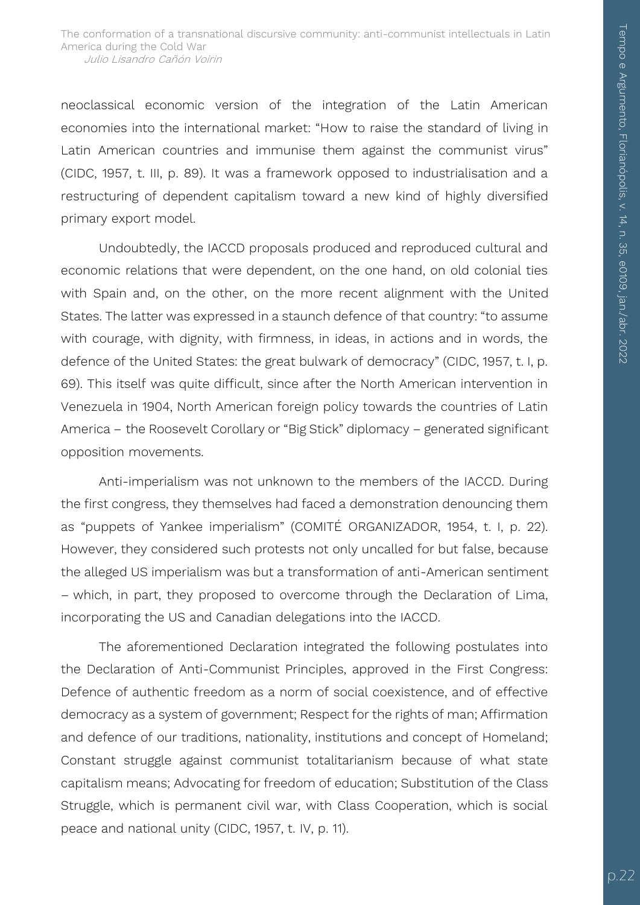neoclassical economic version of the integration of the Latin American economies into the international market: "How to raise the standard of living in Latin American countries and immunise them against the communist virus" (CIDC, 1957, t. III, p. 89). It was a framework opposed to industrialisation and a restructuring of dependent capitalism toward a new kind of highly diversified primary export model.

Undoubtedly, the IACCD proposals produced and reproduced cultural and economic relations that were dependent, on the one hand, on old colonial ties with Spain and, on the other, on the more recent alignment with the United States. The latter was expressed in a staunch defence of that country: "to assume with courage, with dignity, with firmness, in ideas, in actions and in words, the defence of the United States: the great bulwark of democracy" (CIDC, 1957, t. I, p. 69). This itself was quite difficult, since after the North American intervention in Venezuela in 1904, North American foreign policy towards the countries of Latin America – the Roosevelt Corollary or "Big Stick" diplomacy – generated significant opposition movements.

Anti-imperialism was not unknown to the members of the IACCD. During the first congress, they themselves had faced a demonstration denouncing them as "puppets of Yankee imperialism" (COMITÉ ORGANIZADOR, 1954, t. I, p. 22). However, they considered such protests not only uncalled for but false, because the alleged US imperialism was but a transformation of anti-American sentiment – which, in part, they proposed to overcome through the Declaration of Lima, incorporating the US and Canadian delegations into the IACCD.

The aforementioned Declaration integrated the following postulates into the Declaration of Anti-Communist Principles, approved in the First Congress: Defence of authentic freedom as a norm of social coexistence, and of effective democracy as a system of government; Respect for the rights of man; Affirmation and defence of our traditions, nationality, institutions and concept of Homeland; Constant struggle against communist totalitarianism because of what state capitalism means; Advocating for freedom of education; Substitution of the Class Struggle, which is permanent civil war, with Class Cooperation, which is social peace and national unity (CIDC, 1957, t. IV, p. 11).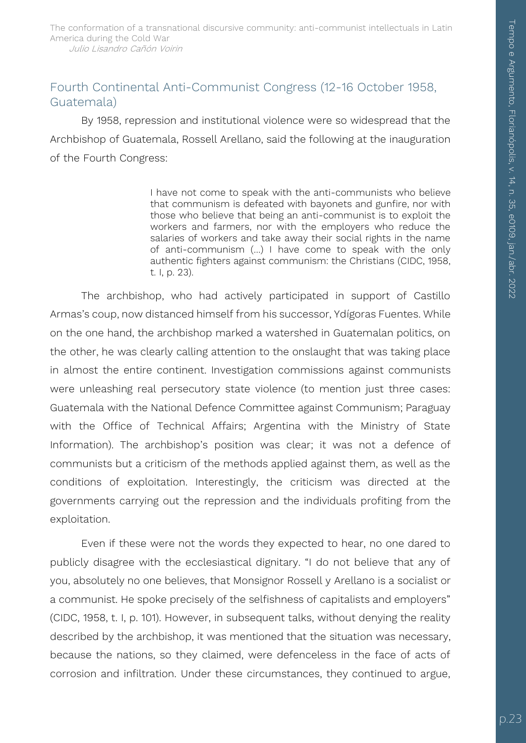## Fourth Continental Anti-Communist Congress (12-16 October 1958, Guatemala)

By 1958, repression and institutional violence were so widespread that the Archbishop of Guatemala, Rossell Arellano, said the following at the inauguration of the Fourth Congress:

> I have not come to speak with the anti-communists who believe that communism is defeated with bayonets and gunfire, nor with those who believe that being an anti-communist is to exploit the workers and farmers, nor with the employers who reduce the salaries of workers and take away their social rights in the name of anti-communism (...) I have come to speak with the only authentic fighters against communism: the Christians (CIDC, 1958, t. I, p. 23).

The archbishop, who had actively participated in support of Castillo Armas's coup, now distanced himself from his successor, Ydígoras Fuentes. While on the one hand, the archbishop marked a watershed in Guatemalan politics, on the other, he was clearly calling attention to the onslaught that was taking place in almost the entire continent. Investigation commissions against communists were unleashing real persecutory state violence (to mention just three cases: Guatemala with the National Defence Committee against Communism; Paraguay with the Office of Technical Affairs; Argentina with the Ministry of State Information). The archbishop's position was clear; it was not a defence of communists but a criticism of the methods applied against them, as well as the conditions of exploitation. Interestingly, the criticism was directed at the governments carrying out the repression and the individuals profiting from the exploitation.

Even if these were not the words they expected to hear, no one dared to publicly disagree with the ecclesiastical dignitary. "I do not believe that any of you, absolutely no one believes, that Monsignor Rossell y Arellano is a socialist or a communist. He spoke precisely of the selfishness of capitalists and employers" (CIDC, 1958, t. I, p. 101). However, in subsequent talks, without denying the reality described by the archbishop, it was mentioned that the situation was necessary, because the nations, so they claimed, were defenceless in the face of acts of corrosion and infiltration. Under these circumstances, they continued to argue,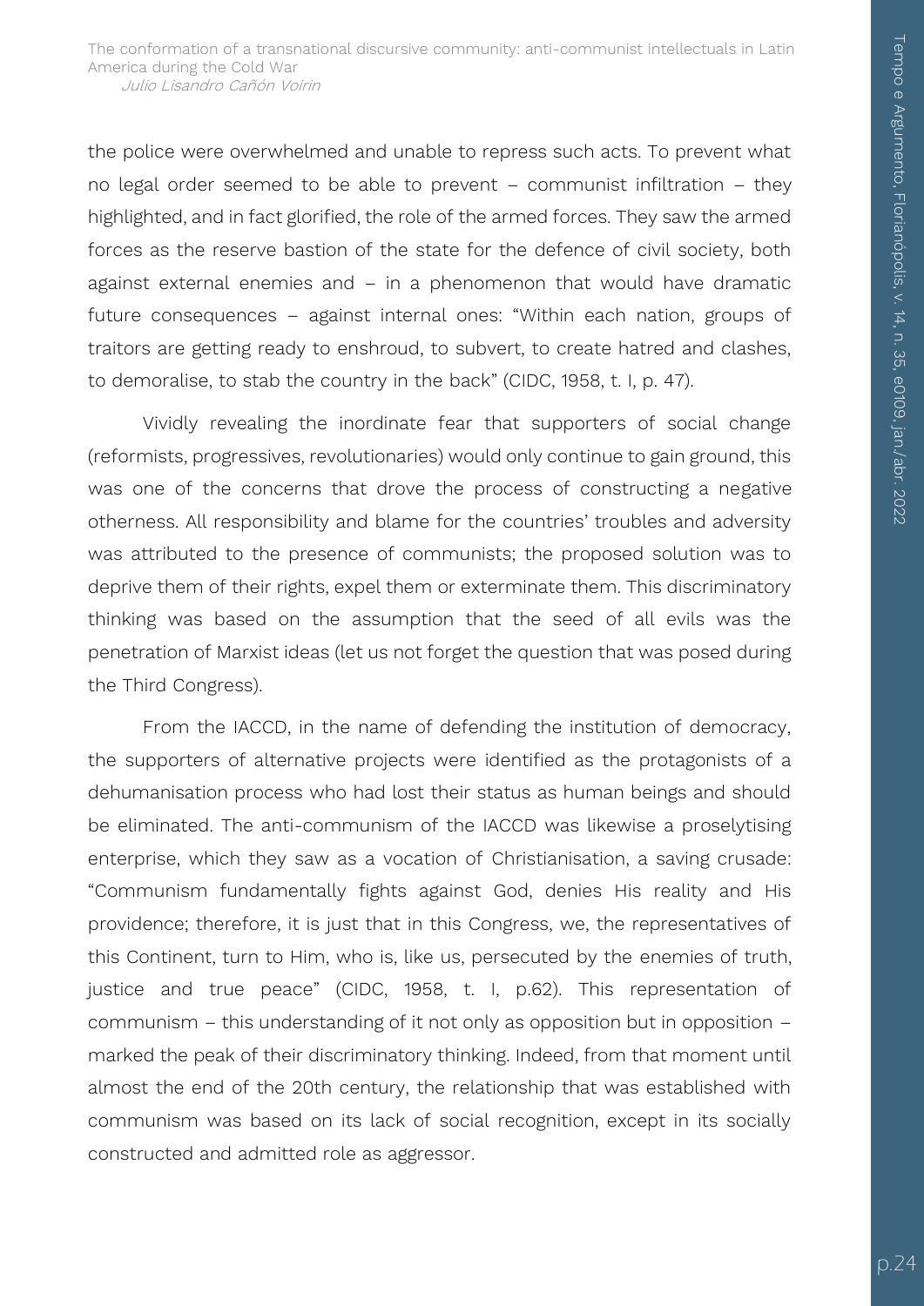the police were overwhelmed and unable to repress such acts. To prevent what no legal order seemed to be able to prevent – communist infiltration – they highlighted, and in fact glorified, the role of the armed forces. They saw the armed forces as the reserve bastion of the state for the defence of civil society, both against external enemies and – in a phenomenon that would have dramatic future consequences – against internal ones: "Within each nation, groups of traitors are getting ready to enshroud, to subvert, to create hatred and clashes, to demoralise, to stab the country in the back" (CIDC, 1958, t. I, p. 47).

Vividly revealing the inordinate fear that supporters of social change (reformists, progressives, revolutionaries) would only continue to gain ground, this was one of the concerns that drove the process of constructing a negative otherness. All responsibility and blame for the countries' troubles and adversity was attributed to the presence of communists; the proposed solution was to deprive them of their rights, expel them or exterminate them. This discriminatory thinking was based on the assumption that the seed of all evils was the penetration of Marxist ideas (let us not forget the question that was posed during the Third Congress).

From the IACCD, in the name of defending the institution of democracy, the supporters of alternative projects were identified as the protagonists of a dehumanisation process who had lost their status as human beings and should be eliminated. The anti-communism of the IACCD was likewise a proselytising enterprise, which they saw as a vocation of Christianisation, a saving crusade: "Communism fundamentally fights against God, denies His reality and His providence; therefore, it is just that in this Congress, we, the representatives of this Continent, turn to Him, who is, like us, persecuted by the enemies of truth, justice and true peace" (CIDC, 1958, t. I, p.62). This representation of communism – this understanding of it not only as opposition but in opposition – marked the peak of their discriminatory thinking. Indeed, from that moment until almost the end of the 20th century, the relationship that was established with communism was based on its lack of social recognition, except in its socially constructed and admitted role as aggressor.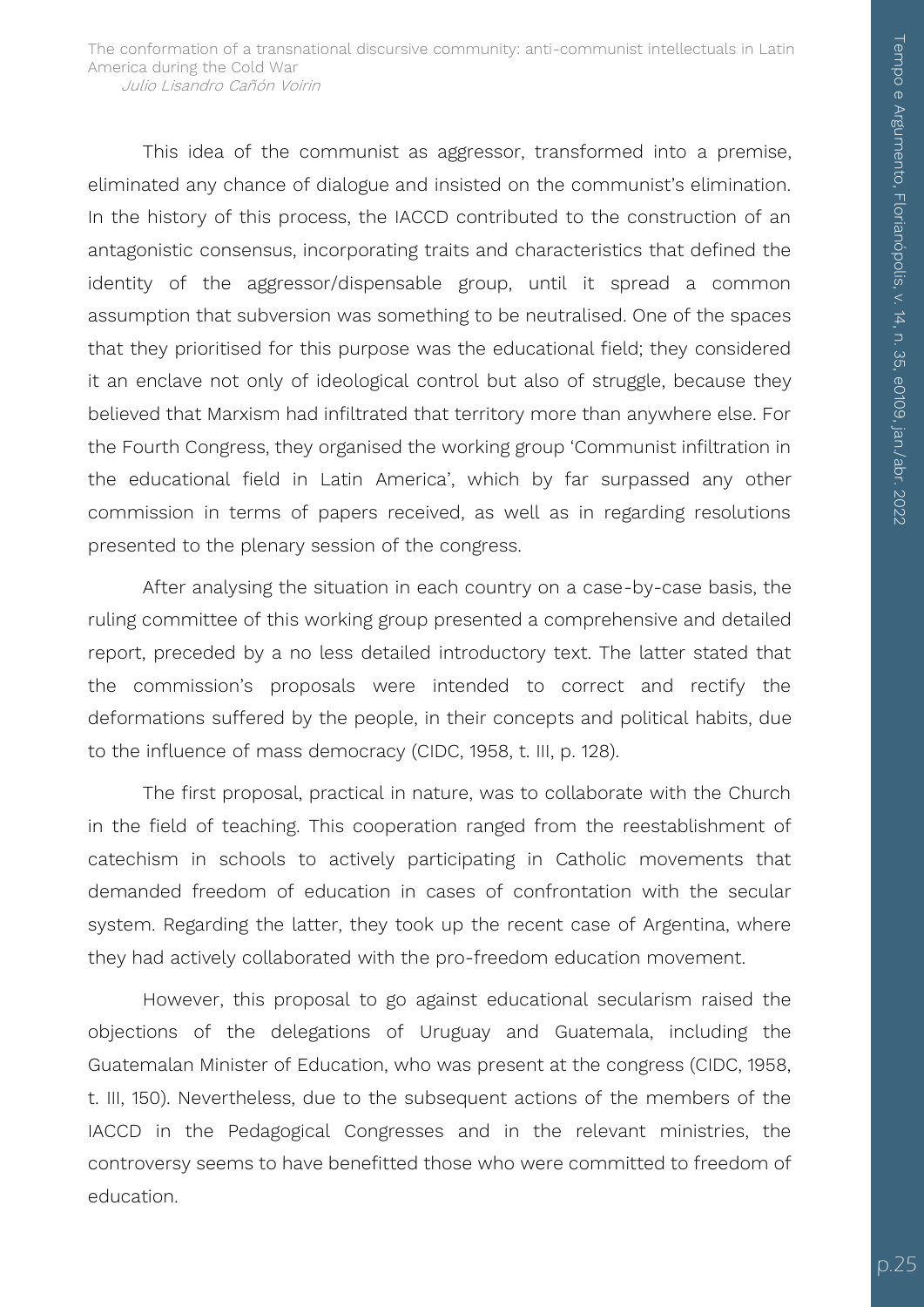This idea of the communist as aggressor, transformed into a premise, eliminated any chance of dialogue and insisted on the communist's elimination. In the history of this process, the IACCD contributed to the construction of an antagonistic consensus, incorporating traits and characteristics that defined the identity of the aggressor/dispensable group, until it spread a common assumption that subversion was something to be neutralised. One of the spaces that they prioritised for this purpose was the educational field; they considered it an enclave not only of ideological control but also of struggle, because they believed that Marxism had infiltrated that territory more than anywhere else. For the Fourth Congress, they organised the working group 'Communist infiltration in the educational field in Latin America', which by far surpassed any other commission in terms of papers received, as well as in regarding resolutions presented to the plenary session of the congress.

After analysing the situation in each country on a case-by-case basis, the ruling committee of this working group presented a comprehensive and detailed report, preceded by a no less detailed introductory text. The latter stated that the commission's proposals were intended to correct and rectify the deformations suffered by the people, in their concepts and political habits, due to the influence of mass democracy (CIDC, 1958, t. III, p. 128).

The first proposal, practical in nature, was to collaborate with the Church in the field of teaching. This cooperation ranged from the reestablishment of catechism in schools to actively participating in Catholic movements that demanded freedom of education in cases of confrontation with the secular system. Regarding the latter, they took up the recent case of Argentina, where they had actively collaborated with the pro-freedom education movement.

However, this proposal to go against educational secularism raised the objections of the delegations of Uruguay and Guatemala, including the Guatemalan Minister of Education, who was present at the congress (CIDC, 1958, t. III, 150). Nevertheless, due to the subsequent actions of the members of the IACCD in the Pedagogical Congresses and in the relevant ministries, the controversy seems to have benefitted those who were committed to freedom of education.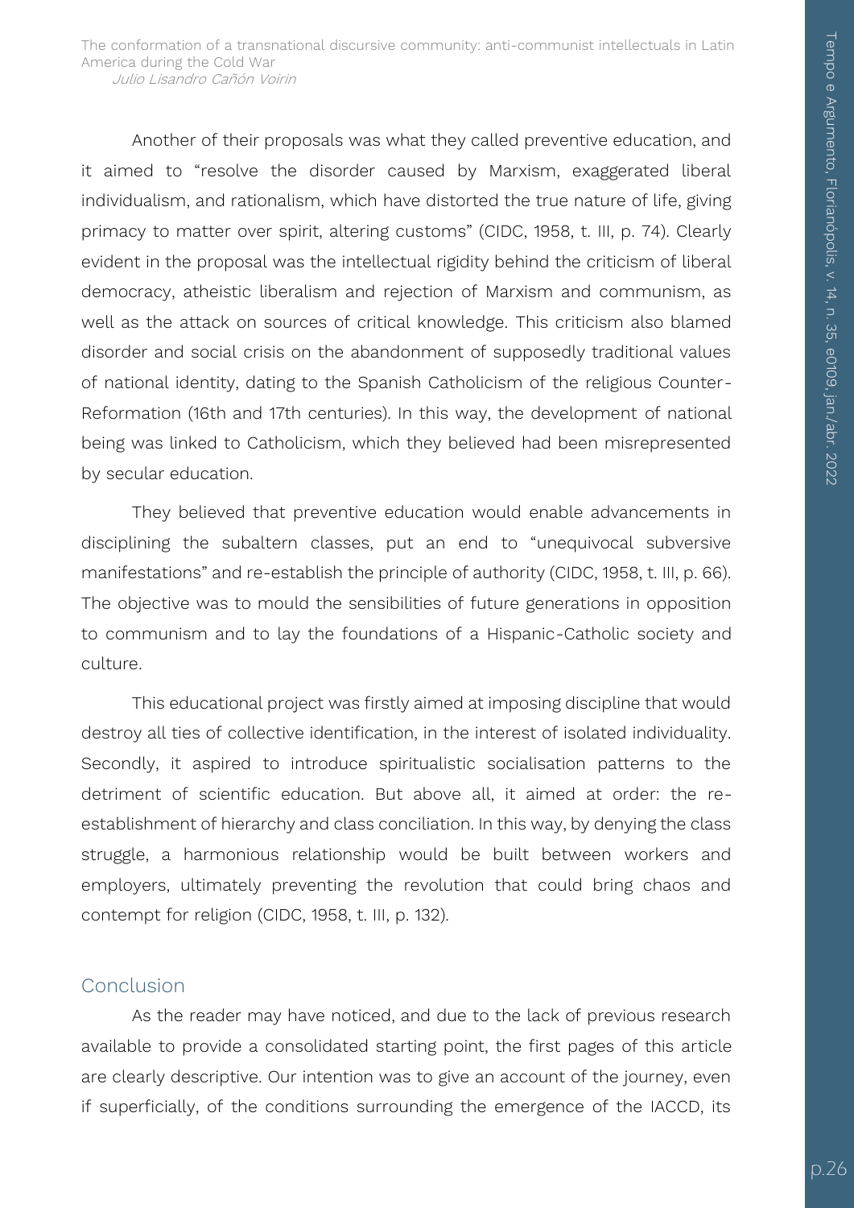Another of their proposals was what they called preventive education, and it aimed to "resolve the disorder caused by Marxism, exaggerated liberal individualism, and rationalism, which have distorted the true nature of life, giving primacy to matter over spirit, altering customs" (CIDC, 1958, t. III, p. 74). Clearly evident in the proposal was the intellectual rigidity behind the criticism of liberal democracy, atheistic liberalism and rejection of Marxism and communism, as well as the attack on sources of critical knowledge. This criticism also blamed disorder and social crisis on the abandonment of supposedly traditional values of national identity, dating to the Spanish Catholicism of the religious Counter-Reformation (16th and 17th centuries). In this way, the development of national being was linked to Catholicism, which they believed had been misrepresented by secular education.

They believed that preventive education would enable advancements in disciplining the subaltern classes, put an end to "unequivocal subversive manifestations" and re-establish the principle of authority (CIDC, 1958, t. III, p. 66). The objective was to mould the sensibilities of future generations in opposition to communism and to lay the foundations of a Hispanic-Catholic society and culture.

This educational project was firstly aimed at imposing discipline that would destroy all ties of collective identification, in the interest of isolated individuality. Secondly, it aspired to introduce spiritualistic socialisation patterns to the detriment of scientific education. But above all, it aimed at order: the re-establishment of hierarchy and class conciliation. In this way, by denying the class struggle, a harmonious relationship would be built between workers and employers, ultimately preventing the revolution that could bring chaos and contempt for religion (CIDC, 1958, t. III, p. 132).

## Conclusion

As the reader may have noticed, and due to the lack of previous research available to provide a consolidated starting point, the first pages of this article are clearly descriptive. Our intention was to give an account of the journey, even if superficially, of the conditions surrounding the emergence of the IACCD, its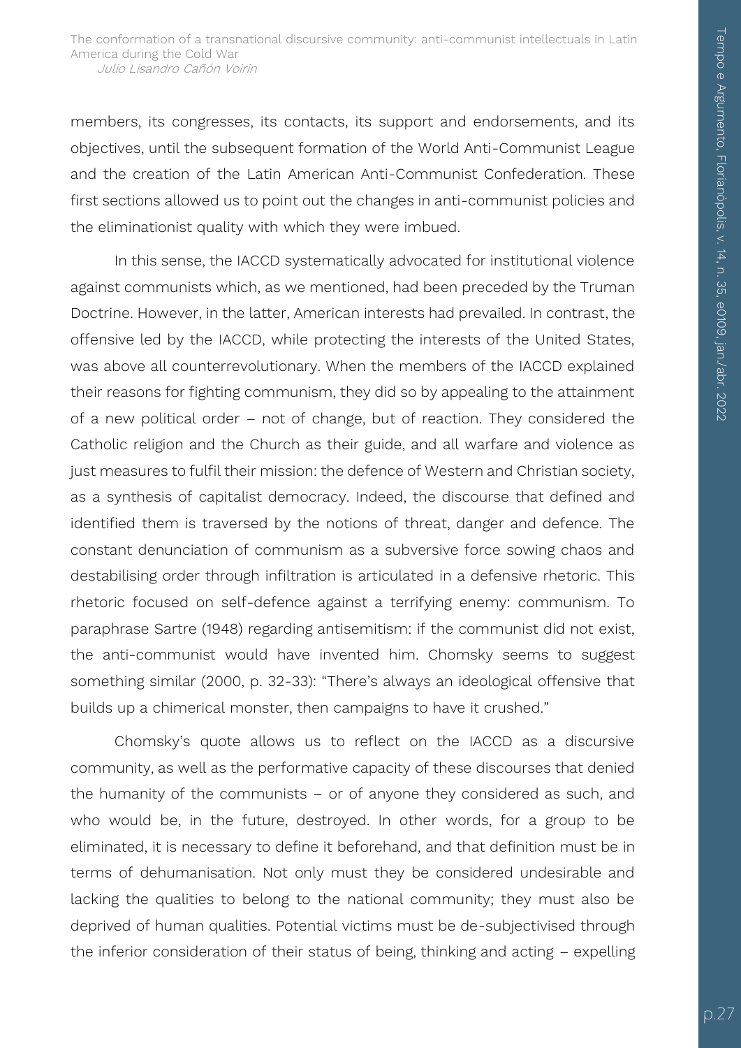members, its congresses, its contacts, its support and endorsements, and its objectives, until the subsequent formation of the World Anti-Communist League and the creation of the Latin American Anti-Communist Confederation. These first sections allowed us to point out the changes in anti-communist policies and the eliminationist quality with which they were imbued.

In this sense, the IACCD systematically advocated for institutional violence against communists which, as we mentioned, had been preceded by the Truman Doctrine. However, in the latter, American interests had prevailed. In contrast, the offensive led by the IACCD, while protecting the interests of the United States, was above all counterrevolutionary. When the members of the IACCD explained their reasons for fighting communism, they did so by appealing to the attainment of a new political order – not of change, but of reaction. They considered the Catholic religion and the Church as their guide, and all warfare and violence as just measures to fulfil their mission: the defence of Western and Christian society, as a synthesis of capitalist democracy. Indeed, the discourse that defined and identified them is traversed by the notions of threat, danger and defence. The constant denunciation of communism as a subversive force sowing chaos and destabilising order through infiltration is articulated in a defensive rhetoric. This rhetoric focused on self-defence against a terrifying enemy: communism. To paraphrase Sartre (1948) regarding antisemitism: if the communist did not exist, the anti-communist would have invented him. Chomsky seems to suggest something similar (2000, p. 32-33): "There's always an ideological offensive that builds up a chimerical monster, then campaigns to have it crushed."

Chomsky's quote allows us to reflect on the IACCD as a discursive community, as well as the performative capacity of these discourses that denied the humanity of the communists – or of anyone they considered as such, and who would be, in the future, destroyed. In other words, for a group to be eliminated, it is necessary to define it beforehand, and that definition must be in terms of dehumanisation. Not only must they be considered undesirable and lacking the qualities to belong to the national community; they must also be deprived of human qualities. Potential victims must be de-subjectivised through the inferior consideration of their status of being, thinking and acting – expelling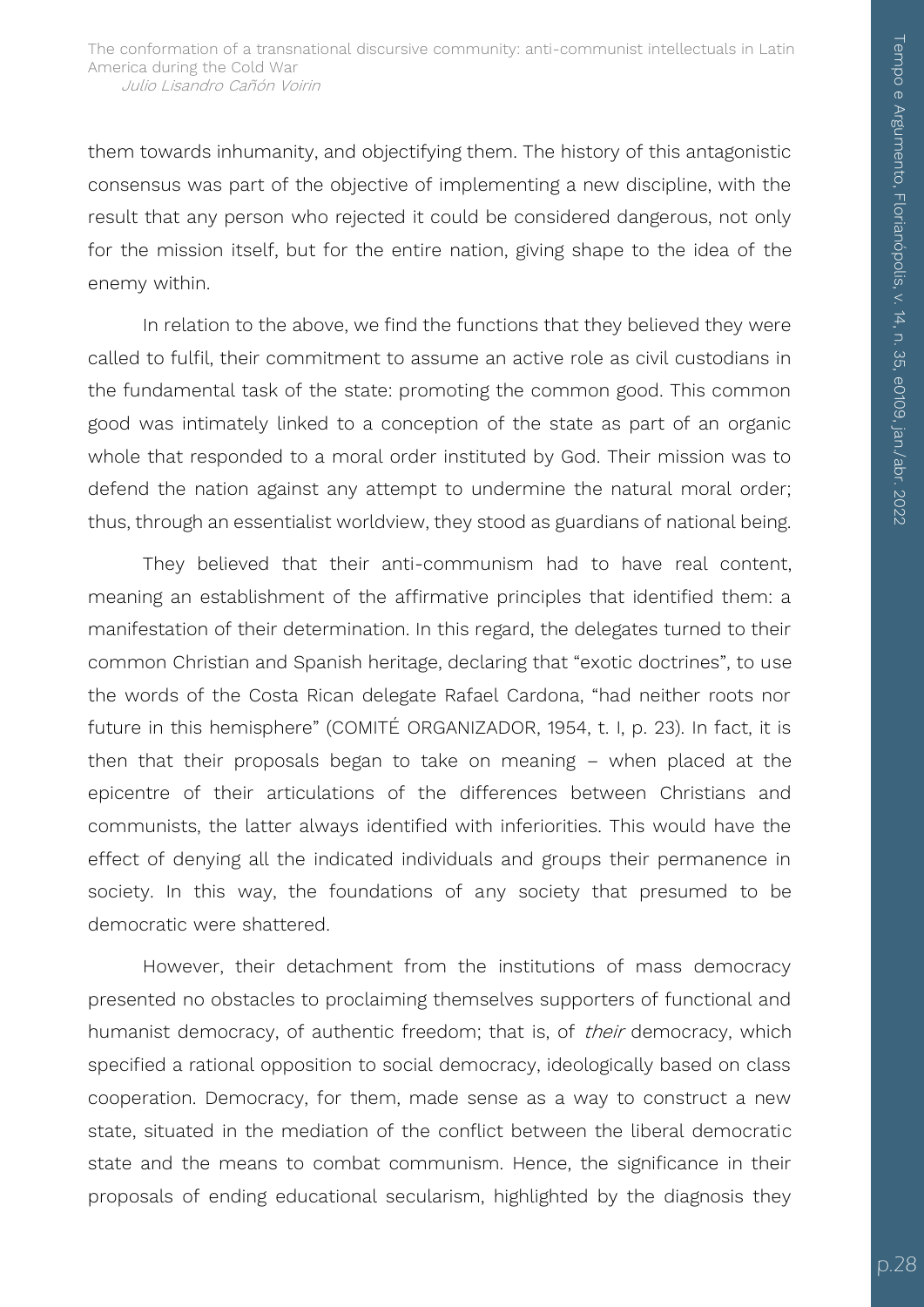them towards inhumanity, and objectifying them. The history of this antagonistic consensus was part of the objective of implementing a new discipline, with the result that any person who rejected it could be considered dangerous, not only for the mission itself, but for the entire nation, giving shape to the idea of the enemy within.

In relation to the above, we find the functions that they believed they were called to fulfil, their commitment to assume an active role as civil custodians in the fundamental task of the state: promoting the common good. This common good was intimately linked to a conception of the state as part of an organic whole that responded to a moral order instituted by God. Their mission was to defend the nation against any attempt to undermine the natural moral order; thus, through an essentialist worldview, they stood as guardians of national being.

They believed that their anti-communism had to have real content, meaning an establishment of the affirmative principles that identified them: a manifestation of their determination. In this regard, the delegates turned to their common Christian and Spanish heritage, declaring that "exotic doctrines", to use the words of the Costa Rican delegate Rafael Cardona, "had neither roots nor future in this hemisphere" (COMITÉ ORGANIZADOR, 1954, t. I, p. 23). In fact, it is then that their proposals began to take on meaning – when placed at the epicentre of their articulations of the differences between Christians and communists, the latter always identified with inferiorities. This would have the effect of denying all the indicated individuals and groups their permanence in society. In this way, the foundations of any society that presumed to be democratic were shattered.

However, their detachment from the institutions of mass democracy presented no obstacles to proclaiming themselves supporters of functional and humanist democracy, of authentic freedom; that is, of *their* democracy, which specified a rational opposition to social democracy, ideologically based on class cooperation. Democracy, for them, made sense as a way to construct a new state, situated in the mediation of the conflict between the liberal democratic state and the means to combat communism. Hence, the significance in their proposals of ending educational secularism, highlighted by the diagnosis they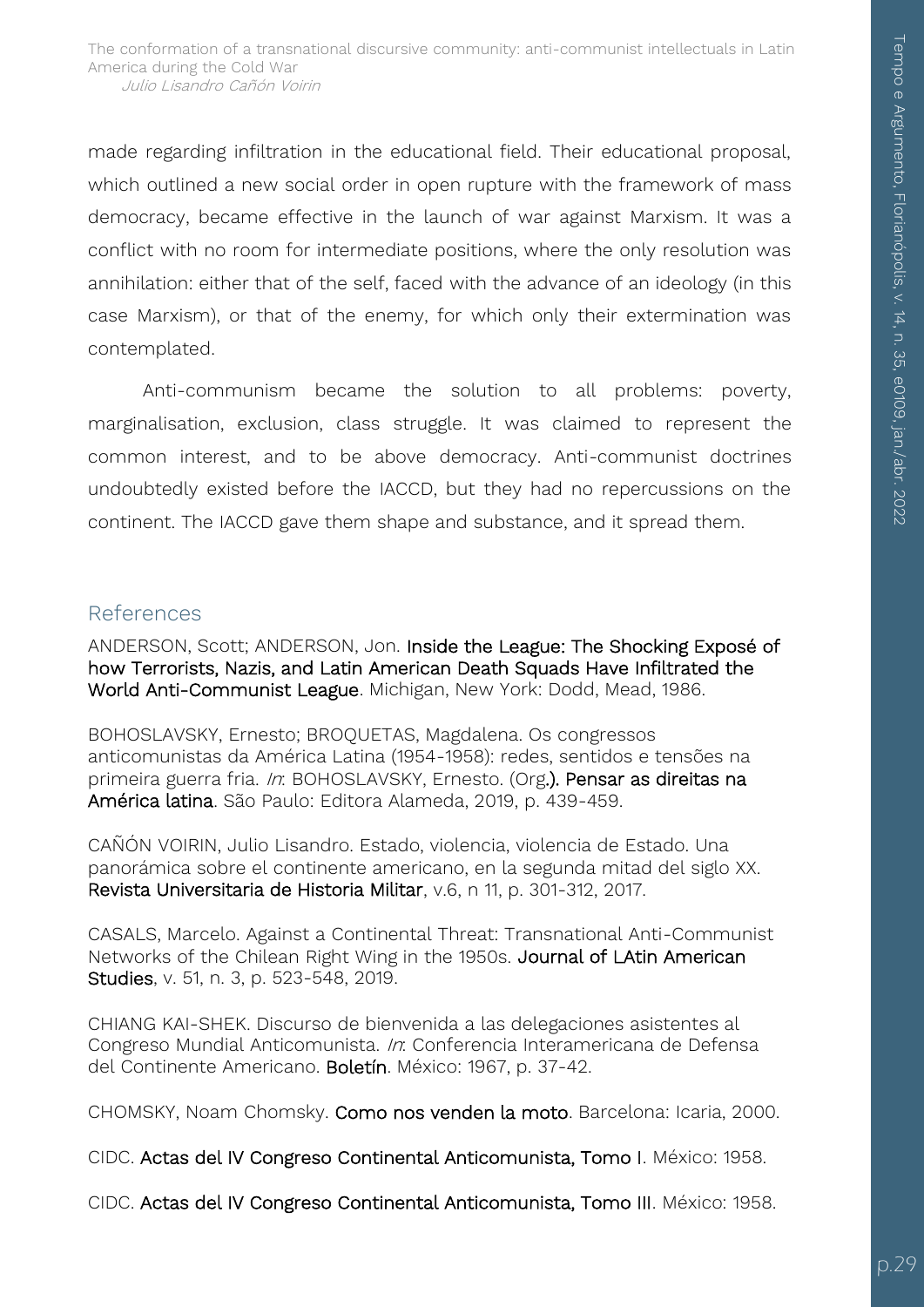made regarding infiltration in the educational field. Their educational proposal, which outlined a new social order in open rupture with the framework of mass democracy, became effective in the launch of war against Marxism. It was a conflict with no room for intermediate positions, where the only resolution was annihilation: either that of the self, faced with the advance of an ideology (in this case Marxism), or that of the enemy, for which only their extermination was contemplated.

Anti-communism became the solution to all problems: poverty, marginalisation, exclusion, class struggle. It was claimed to represent the common interest, and to be above democracy. Anti-communist doctrines undoubtedly existed before the IACCD, but they had no repercussions on the continent. The IACCD gave them shape and substance, and it spread them.

## References

ANDERSON, Scott; ANDERSON, Jon. **Inside the League: The Shocking Exposé of how Terrorists, Nazis, and Latin American Death Squads Have Infiltrated the World Anti-Communist League**. Michigan, New York: Dodd, Mead, 1986.

BOHOSLAVSKY, Ernesto; BROQUETAS, Magdalena. Os congressos anticomunistas da América Latina (1954-1958): redes, sentidos e tensões na primeira guerra fria. *In*: BOHOSLAVSKY, Ernesto. (Org.). **Pensar as direitas na América latina**. São Paulo: Editora Alameda, 2019, p. 439-459.

CAÑÓN VOIRIN, Julio Lisandro. Estado, violencia, violencia de Estado. Una panorámica sobre el continente americano, en la segunda mitad del siglo XX. **Revista Universitaria de Historia Militar**, v.6, n 11, p. 301-312, 2017.

CASALS, Marcelo. Against a Continental Threat: Transnational Anti-Communist Networks of the Chilean Right Wing in the 1950s. **Journal of LAtin American Studies**, v. 51, n. 3, p. 523-548, 2019.

CHIANG KAI-SHEK. Discurso de bienvenida a las delegaciones asistentes al Congreso Mundial Anticomunista. *In*: Conferencia Interamericana de Defensa del Continente Americano. **Boletín**. México: 1967, p. 37-42.

CHOMSKY, Noam Chomsky. **Como nos venden la moto**. Barcelona: Icaria, 2000.

CIDC. **Actas del IV Congreso Continental Anticomunista, Tomo I**. México: 1958.

CIDC. **Actas del IV Congreso Continental Anticomunista, Tomo III**. México: 1958.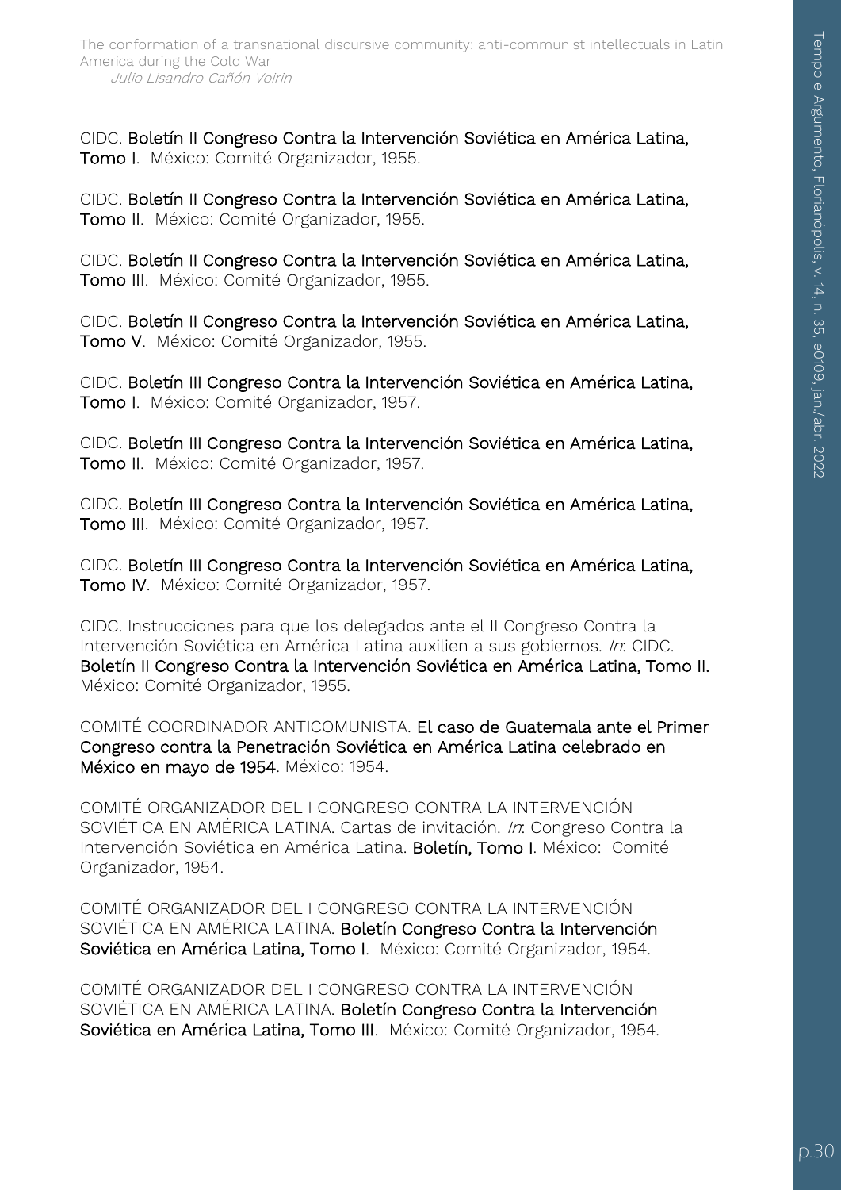CIDC. **Boletín II Congreso Contra la Intervención Soviética en América Latina, Tomo I**. México: Comité Organizador, 1955.

CIDC. **Boletín II Congreso Contra la Intervención Soviética en América Latina, Tomo II**. México: Comité Organizador, 1955.

CIDC. **Boletín II Congreso Contra la Intervención Soviética en América Latina, Tomo III**. México: Comité Organizador, 1955.

CIDC. **Boletín II Congreso Contra la Intervención Soviética en América Latina, Tomo V**. México: Comité Organizador, 1955.

CIDC. **Boletín III Congreso Contra la Intervención Soviética en América Latina, Tomo I**. México: Comité Organizador, 1957.

CIDC. **Boletín III Congreso Contra la Intervención Soviética en América Latina, Tomo II**. México: Comité Organizador, 1957.

CIDC. **Boletín III Congreso Contra la Intervención Soviética en América Latina, Tomo III**. México: Comité Organizador, 1957.

CIDC. **Boletín III Congreso Contra la Intervención Soviética en América Latina, Tomo IV**. México: Comité Organizador, 1957.

CIDC. Instrucciones para que los delegados ante el II Congreso Contra la Intervención Soviética en América Latina auxilien a sus gobiernos. *In*: CIDC. **Boletín II Congreso Contra la Intervención Soviética en América Latina, Tomo II.** México: Comité Organizador, 1955.

COMITÉ COORDINADOR ANTICOMUNISTA. **El caso de Guatemala ante el Primer Congreso contra la Penetración Soviética en América Latina celebrado en México en mayo de 1954**. México: 1954.

COMITÉ ORGANIZADOR DEL I CONGRESO CONTRA LA INTERVENCIÓN SOVIÉTICA EN AMÉRICA LATINA. Cartas de invitación. *In*: Congreso Contra la Intervención Soviética en América Latina. **Boletín, Tomo I**. México: Comité Organizador, 1954.

COMITÉ ORGANIZADOR DEL I CONGRESO CONTRA LA INTERVENCIÓN SOVIÉTICA EN AMÉRICA LATINA. **Boletín Congreso Contra la Intervención Soviética en América Latina, Tomo I**. México: Comité Organizador, 1954.

COMITÉ ORGANIZADOR DEL I CONGRESO CONTRA LA INTERVENCIÓN SOVIÉTICA EN AMÉRICA LATINA. **Boletín Congreso Contra la Intervención Soviética en América Latina, Tomo III**. México: Comité Organizador, 1954.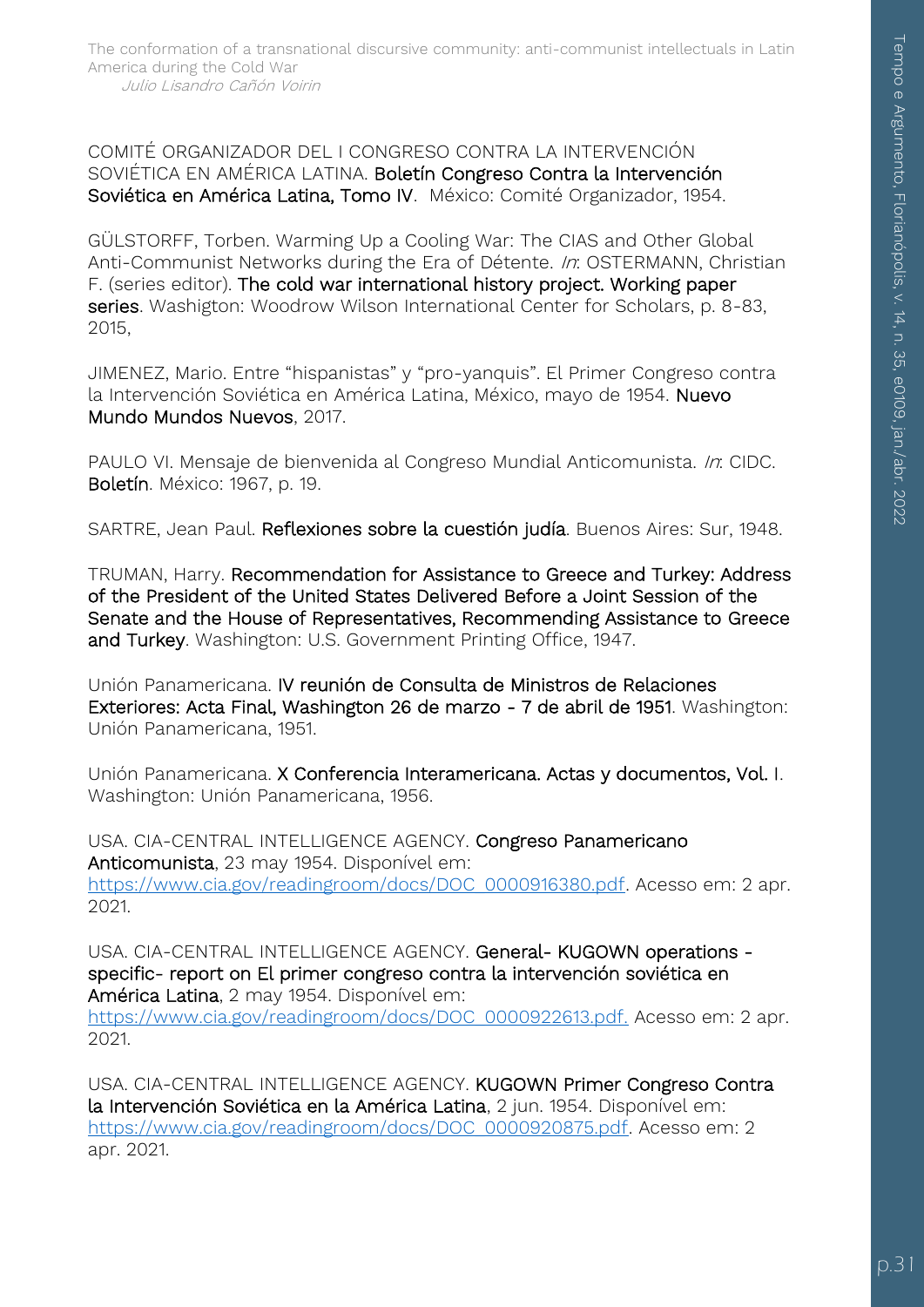COMITÉ ORGANIZADOR DEL I CONGRESO CONTRA LA INTERVENCIÓN SOVIÉTICA EN AMÉRICA LATINA. **Boletín Congreso Contra la Intervención Soviética en América Latina, Tomo IV**. México: Comité Organizador, 1954.

GÜLSTORFF, Torben. Warming Up a Cooling War: The CIAS and Other Global Anti-Communist Networks during the Era of Détente. *In*: OSTERMANN, Christian F. (series editor). **The cold war international history project. Working paper series**. Washigton: Woodrow Wilson International Center for Scholars, p. 8-83, 2015,

JIMENEZ, Mario. Entre "hispanistas" y "pro-yanquis". El Primer Congreso contra la Intervención Soviética en América Latina, México, mayo de 1954. **Nuevo Mundo Mundos Nuevos**, 2017.

PAULO VI. Mensaje de bienvenida al Congreso Mundial Anticomunista. *In*: CIDC. **Boletín**. México: 1967, p. 19.

SARTRE, Jean Paul. **Reflexiones sobre la cuestión judía**. Buenos Aires: Sur, 1948.

TRUMAN, Harry. **Recommendation for Assistance to Greece and Turkey: Address of the President of the United States Delivered Before a Joint Session of the Senate and the House of Representatives, Recommending Assistance to Greece and Turkey**. Washington: U.S. Government Printing Office, 1947.

Unión Panamericana. **IV reunión de Consulta de Ministros de Relaciones Exteriores: Acta Final, Washington 26 de marzo - 7 de abril de 1951**. Washington: Unión Panamericana, 1951.

Unión Panamericana. **X Conferencia Interamericana. Actas y documentos, Vol.** I. Washington: Unión Panamericana, 1956.

USA. CIA-CENTRAL INTELLIGENCE AGENCY. **Congreso Panamericano Anticomunista**, 23 may 1954. Disponível em: https://www.cia.gov/readingroom/docs/DOC_0000916380.pdf. Acesso em: 2 apr. 2021.

USA. CIA-CENTRAL INTELLIGENCE AGENCY. **General- KUGOWN operations - specific- report on El primer congreso contra la intervención soviética en América Latina**, 2 may 1954. Disponível em: https://www.cia.gov/readingroom/docs/DOC_0000922613.pdf. Acesso em: 2 apr. 2021.

USA. CIA-CENTRAL INTELLIGENCE AGENCY. **KUGOWN Primer Congreso Contra la Intervención Soviética en la América Latina**, 2 jun. 1954. Disponível em: https://www.cia.gov/readingroom/docs/DOC_0000920875.pdf. Acesso em: 2 apr. 2021.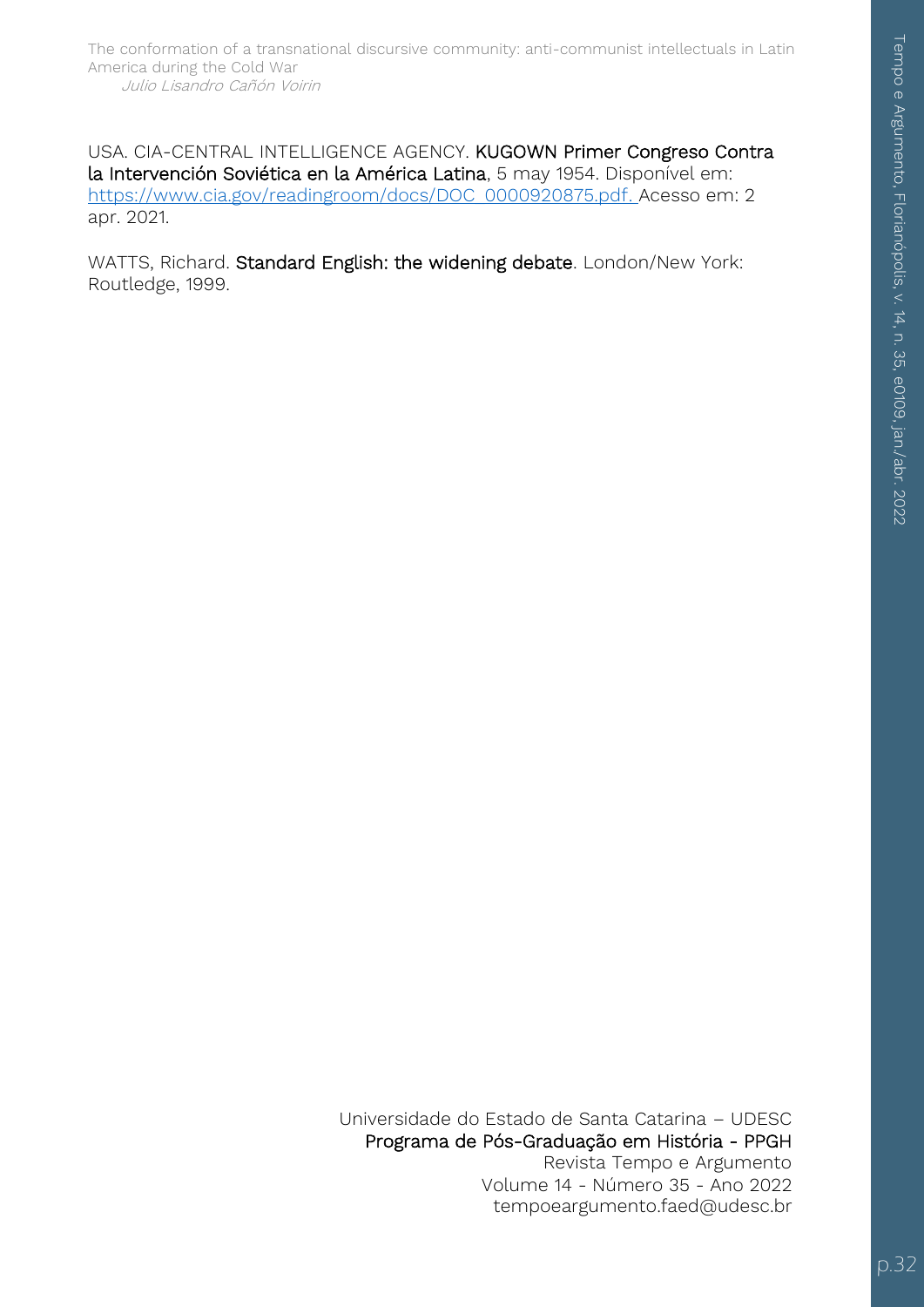USA. CIA-CENTRAL INTELLIGENCE AGENCY. **KUGOWN Primer Congreso Contra la Intervención Soviética en la América Latina**, 5 may 1954. Disponível em: https://www.cia.gov/readingroom/docs/DOC_0000920875.pdf. Acesso em: 2 apr. 2021.

WATTS, Richard. **Standard English: the widening debate**. London/New York: Routledge, 1999.

Universidade do Estado de Santa Catarina – UDESC
Programa de Pós-Graduação em História - PPGH
Revista Tempo e Argumento
Volume 14 - Número 35 - Ano 2022
tempoeargumento.faed@udesc.br